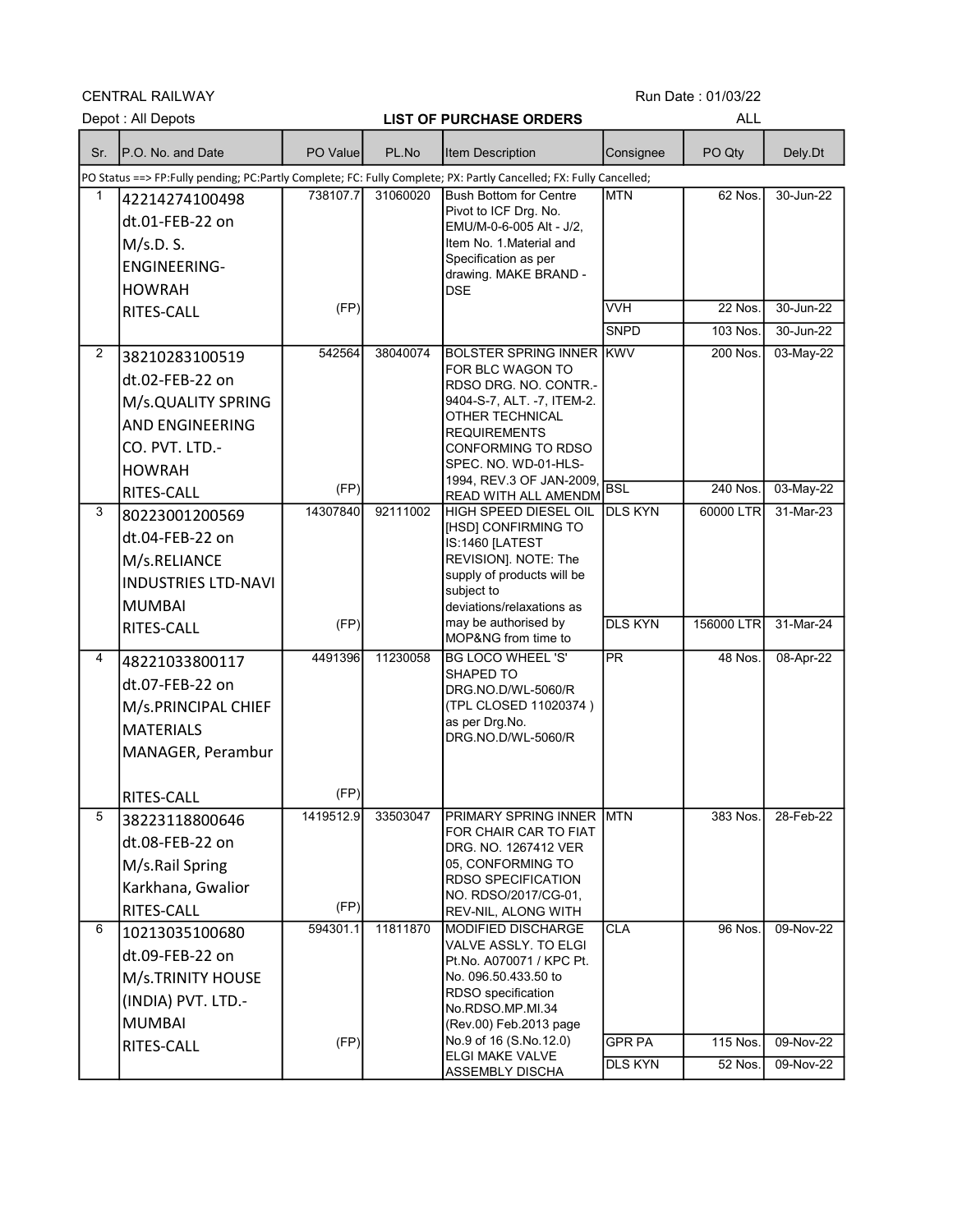CENTRAL RAILWAY

Run Date : 01/03/22

Depot : All Depots

**LIST OF PURCHASE ORDERS**

ALL

| Sr. | P.O. No. and Date | PO Value | PL.No | Item Description | Consignee | PO Qty | Dely.Dt |
|---|---|---|---|---|---|---|---|
| PO Status ==> FP:Fully pending; PC:Partly Complete; FC: Fully Complete; PX: Partly Cancelled; FX: Fully Cancelled; | | | | | | | |
| 1 | 42214274100498 dt.01-FEB-22 on M/s.D. S. ENGINEERING-HOWRAH RITES-CALL | 738107.7 (FP) | 31060020 | Bush Bottom for Centre Pivot to ICF Drg. No. EMU/M-0-6-005 Alt - J/2, Item No. 1.Material and Specification as per drawing. MAKE BRAND - DSE | MTN | 62 Nos. | 30-Jun-22 |
| | | | | | VVH | 22 Nos. | 30-Jun-22 |
| | | | | | SNPD | 103 Nos. | 30-Jun-22 |
| 2 | 38210283100519 dt.02-FEB-22 on M/s.QUALITY SPRING AND ENGINEERING CO. PVT. LTD.-HOWRAH RITES-CALL | 542564 (FP) | 38040074 | BOLSTER SPRING INNER FOR BLC WAGON TO RDSO DRG. NO. CONTR.-9404-S-7, ALT. -7, ITEM-2. OTHER TECHNICAL REQUIREMENTS CONFORMING TO RDSO SPEC. NO. WD-01-HLS-1994, REV.3 OF JAN-2009, READ WITH ALL AMENDM | KWV | 200 Nos. | 03-May-22 |
| | | | | | BSL | 240 Nos. | 03-May-22 |
| 3 | 80223001200569 dt.04-FEB-22 on M/s.RELIANCE INDUSTRIES LTD-NAVI MUMBAI RITES-CALL | 14307840 (FP) | 92111002 | HIGH SPEED DIESEL OIL [HSD] CONFIRMING TO IS:1460 [LATEST REVISION]. NOTE: The supply of products will be subject to deviations/relaxations as may be authorised by MOP&NG from time to | DLS KYN | 60000 LTR | 31-Mar-23 |
| | | | | | DLS KYN | 156000 LTR | 31-Mar-24 |
| 4 | 48221033800117 dt.07-FEB-22 on M/s.PRINCIPAL CHIEF MATERIALS MANAGER, Perambur RITES-CALL | 4491396 (FP) | 11230058 | BG LOCO WHEEL 'S' SHAPED TO DRG.NO.D/WL-5060/R (TPL CLOSED 11020374 ) as per Drg.No. DRG.NO.D/WL-5060/R | PR | 48 Nos. | 08-Apr-22 |
| 5 | 38223118800646 dt.08-FEB-22 on M/s.Rail Spring Karkhana, Gwalior RITES-CALL | 1419512.9 (FP) | 33503047 | PRIMARY SPRING INNER FOR CHAIR CAR TO FIAT DRG. NO. 1267412 VER 05, CONFORMING TO RDSO SPECIFICATION NO. RDSO/2017/CG-01, REV-NIL, ALONG WITH | MTN | 383 Nos. | 28-Feb-22 |
| 6 | 10213035100680 dt.09-FEB-22 on M/s.TRINITY HOUSE (INDIA) PVT. LTD.-MUMBAI RITES-CALL | 594301.1 (FP) | 11811870 | MODIFIED DISCHARGE VALVE ASSLY. TO ELGI Pt.No. A070071 / KPC Pt. No. 096.50.433.50 to RDSO specification No.RDSO.MP.MI.34 (Rev.00) Feb.2013 page No.9 of 16 (S.No.12.0) ELGI MAKE VALVE ASSEMBLY DISCHA | CLA | 96 Nos. | 09-Nov-22 |
| | | | | | GPR PA | 115 Nos. | 09-Nov-22 |
| | | | | | DLS KYN | 52 Nos. | 09-Nov-22 |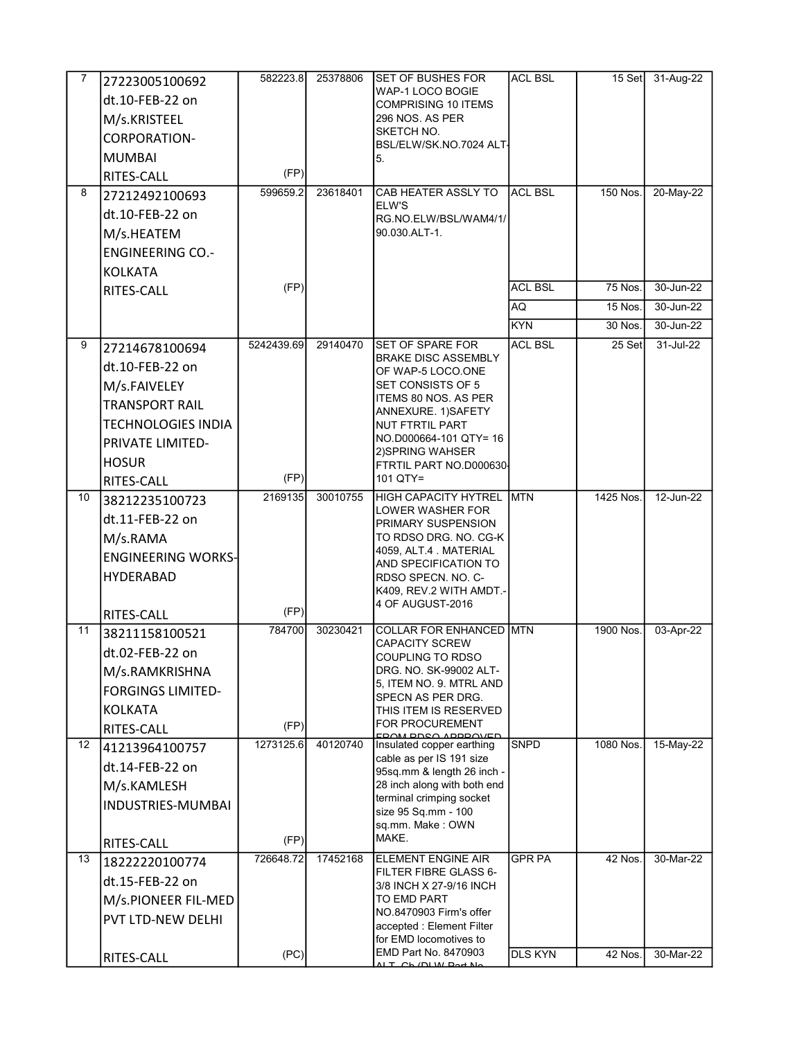| 7 | 27223005100692 dt.10-FEB-22 on M/s.KRISTEEL CORPORATION-MUMBAI RITES-CALL | 582223.8 (FP) | 25378806 | SET OF BUSHES FOR WAP-1 LOCO BOGIE COMPRISING 10 ITEMS 296 NOS. AS PER SKETCH NO. BSL/ELW/SK.NO.7024 ALT-5. | ACL BSL | 15 Set | 31-Aug-22 |
|---|---|---|---|---|---|---|---|
| 8 | 27212492100693 dt.10-FEB-22 on M/s.HEATEM ENGINEERING CO.-KOLKATA RITES-CALL | 599659.2 (FP) | 23618401 | CAB HEATER ASSLY TO ELW'S RG.NO.ELW/BSL/WAM4/1/90.030.ALT-1. | ACL BSL | 150 Nos. | 20-May-22 |
| | | | | | ACL BSL | 75 Nos. | 30-Jun-22 |
| | | | | | AQ | 15 Nos. | 30-Jun-22 |
| | | | | | KYN | 30 Nos. | 30-Jun-22 |
| 9 | 27214678100694 dt.10-FEB-22 on M/s.FAIVELEY TRANSPORT RAIL TECHNOLOGIES INDIA PRIVATE LIMITED-HOSUR RITES-CALL | 5242439.69 (FP) | 29140470 | SET OF SPARE FOR BRAKE DISC ASSEMBLY OF WAP-5 LOCO.ONE SET CONSISTS OF 5 ITEMS 80 NOS. AS PER ANNEXURE. 1)SAFETY NUT FTRTIL PART NO.D000664-101 QTY= 16 2)SPRING WAHSER FTRTIL PART NO.D000630-101 QTY= | ACL BSL | 25 Set | 31-Jul-22 |
| 10 | 38212235100723 dt.11-FEB-22 on M/s.RAMA ENGINEERING WORKS-HYDERABAD RITES-CALL | 2169135 (FP) | 30010755 | HIGH CAPACITY HYTREL LOWER WASHER FOR PRIMARY SUSPENSION TO RDSO DRG. NO. CG-K 4059, ALT.4 . MATERIAL AND SPECIFICATION TO RDSO SPECN. NO. C-K409, REV.2 WITH AMDT.-4 OF AUGUST-2016 | MTN | 1425 Nos. | 12-Jun-22 |
| 11 | 38211158100521 dt.02-FEB-22 on M/s.RAMKRISHNA FORGINGS LIMITED-KOLKATA RITES-CALL | 784700 (FP) | 30230421 | COLLAR FOR ENHANCED CAPACITY SCREW COUPLING TO RDSO DRG. NO. SK-99002 ALT-5, ITEM NO. 9. MTRL AND SPECN AS PER DRG. THIS ITEM IS RESERVED FOR PROCUREMENT FROM RDSO APPROVED | MTN | 1900 Nos. | 03-Apr-22 |
| 12 | 41213964100757 dt.14-FEB-22 on M/s.KAMLESH INDUSTRIES-MUMBAI RITES-CALL | 1273125.6 (FP) | 40120740 | Insulated copper earthing cable as per IS 191 size 95sq.mm & length 26 inch - 28 inch along with both end terminal crimping socket size 95 Sq.mm - 100 sq.mm. Make : OWN MAKE. | SNPD | 1080 Nos. | 15-May-22 |
| 13 | 18222220100774 dt.15-FEB-22 on M/s.PIONEER FIL-MED PVT LTD-NEW DELHI RITES-CALL | 726648.72 (PC) | 17452168 | ELEMENT ENGINE AIR FILTER FIBRE GLASS 6-3/8 INCH X 27-9/16 INCH TO EMD PART NO.8470903 Firm's offer accepted : Element Filter for EMD locomotives to EMD Part No. 8470903 ALT. Ch (DLW Part No. | GPR PA | 42 Nos. | 30-Mar-22 |
| | | | | | DLS KYN | 42 Nos. | 30-Mar-22 |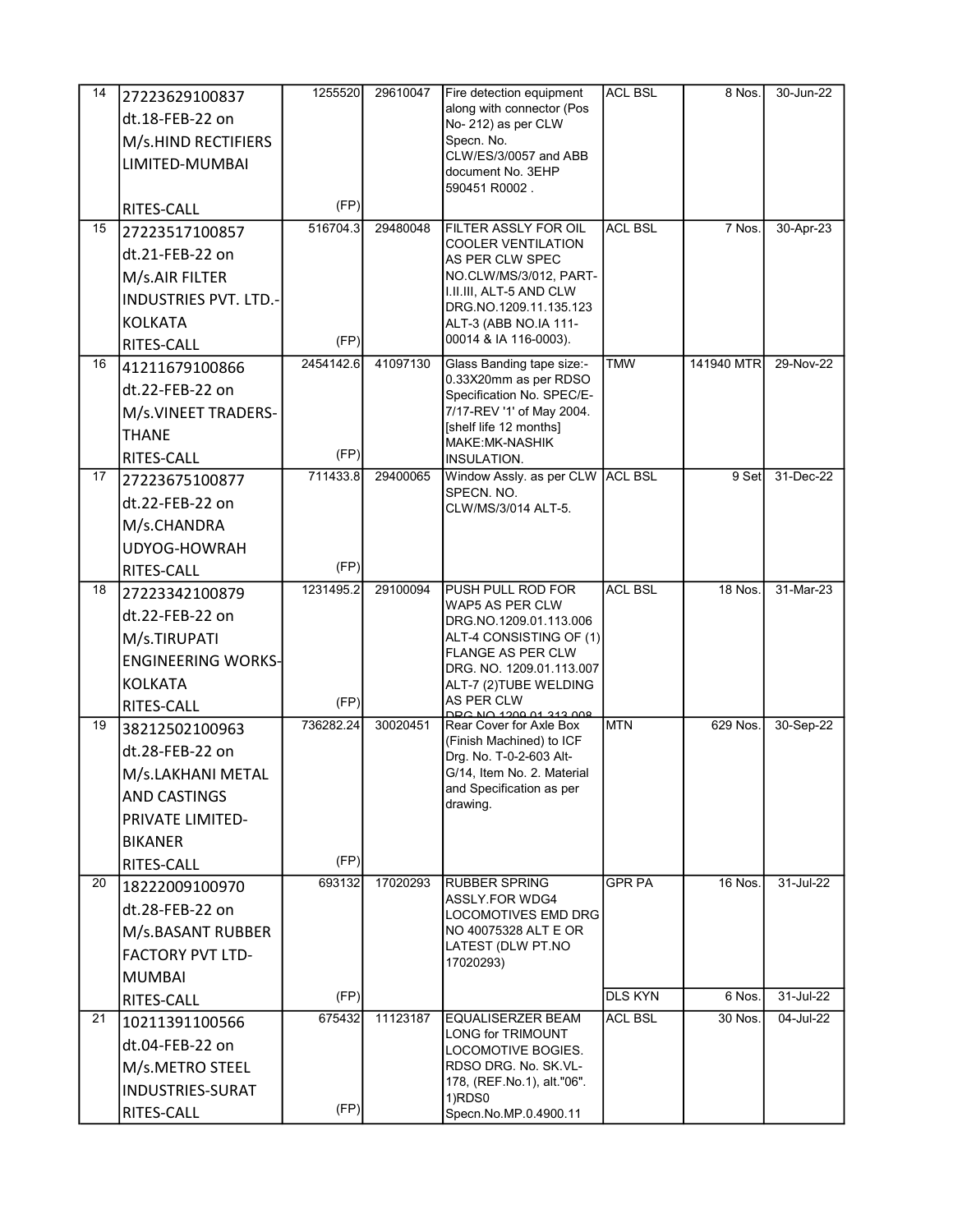| 14 | 27223629100837 dt.18-FEB-22 on M/s.HIND RECTIFIERS LIMITED-MUMBAI RITES-CALL | 1255520 (FP) | 29610047 | Fire detection equipment along with connector (Pos No- 212) as per CLW Specn. No. CLW/ES/3/0057 and ABB document No. 3EHP 590451 R0002 . | ACL BSL | 8 Nos. | 30-Jun-22 |
|---|---|---|---|---|---|---|---|
| 15 | 27223517100857 dt.21-FEB-22 on M/s.AIR FILTER INDUSTRIES PVT. LTD.-KOLKATA RITES-CALL | 516704.3 (FP) | 29480048 | FILTER ASSLY FOR OIL COOLER VENTILATION AS PER CLW SPEC NO.CLW/MS/3/012, PART-I.II.III, ALT-5 AND CLW DRG.NO.1209.11.135.123 ALT-3 (ABB NO.IA 111-00014 & IA 116-0003). | ACL BSL | 7 Nos. | 30-Apr-23 |
| 16 | 41211679100866 dt.22-FEB-22 on M/s.VINEET TRADERS-THANE RITES-CALL | 2454142.6 (FP) | 41097130 | Glass Banding tape size:- 0.33X20mm as per RDSO Specification No. SPEC/E-7/17-REV '1' of May 2004. [shelf life 12 months] MAKE:MK-NASHIK INSULATION. | TMW | 141940 MTR | 29-Nov-22 |
| 17 | 27223675100877 dt.22-FEB-22 on M/s.CHANDRA UDYOG-HOWRAH RITES-CALL | 711433.8 (FP) | 29400065 | Window Assly. as per CLW SPECN. NO. CLW/MS/3/014 ALT-5. | ACL BSL | 9 Set | 31-Dec-22 |
| 18 | 27223342100879 dt.22-FEB-22 on M/s.TIRUPATI ENGINEERING WORKS-KOLKATA RITES-CALL | 1231495.2 (FP) | 29100094 | PUSH PULL ROD FOR WAP5 AS PER CLW DRG.NO.1209.01.113.006 ALT-4 CONSISTING OF (1) FLANGE AS PER CLW DRG. NO. 1209.01.113.007 ALT-7 (2)TUBE WELDING AS PER CLW DRG NO 1209 01 313 008 | ACL BSL | 18 Nos. | 31-Mar-23 |
| 19 | 38212502100963 dt.28-FEB-22 on M/s.LAKHANI METAL AND CASTINGS PRIVATE LIMITED-BIKANER RITES-CALL | 736282.24 (FP) | 30020451 | Rear Cover for Axle Box (Finish Machined) to ICF Drg. No. T-0-2-603 Alt-G/14, Item No. 2. Material and Specification as per drawing. | MTN | 629 Nos. | 30-Sep-22 |
| 20 | 18222009100970 dt.28-FEB-22 on M/s.BASANT RUBBER FACTORY PVT LTD-MUMBAI RITES-CALL | 693132 (FP) | 17020293 | RUBBER SPRING ASSLY.FOR WDG4 LOCOMOTIVES EMD DRG NO 40075328 ALT E OR LATEST (DLW PT.NO 17020293) | GPR PA | 16 Nos. | 31-Jul-22 |
| | | | | | DLS KYN | 6 Nos. | 31-Jul-22 |
| 21 | 10211391100566 dt.04-FEB-22 on M/s.METRO STEEL INDUSTRIES-SURAT RITES-CALL | 675432 (FP) | 11123187 | EQUALISERZER BEAM LONG for TRIMOUNT LOCOMOTIVE BOGIES. RDSO DRG. No. SK.VL-178, (REF.No.1), alt."06". 1)RDS0 Specn.No.MP.0.4900.11 | ACL BSL | 30 Nos. | 04-Jul-22 |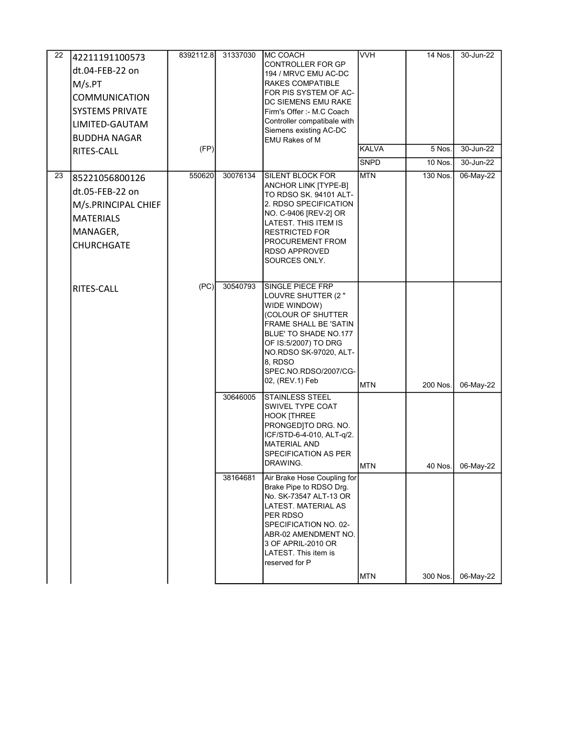| 22 | 42211191100573 dt.04-FEB-22 on M/s.PT COMMUNICATION SYSTEMS PRIVATE LIMITED-GAUTAM BUDDHA NAGAR RITES-CALL | 8392112.8 (FP) | 31337030 | MC COACH CONTROLLER FOR GP 194 / MRVC EMU AC-DC RAKES COMPATIBLE FOR PIS SYSTEM OF AC-DC SIEMENS EMU RAKE Firm's Offer :- M.C Coach Controller compatibale with Siemens existing AC-DC EMU Rakes of M | VVH | 14 Nos. | 30-Jun-22 |
|---|---|---|---|---|---|---|---|
| | | | | | KALVA | 5 Nos. | 30-Jun-22 |
| | | | | | SNPD | 10 Nos. | 30-Jun-22 |
| 23 | 85221056800126 dt.05-FEB-22 on M/s.PRINCIPAL CHIEF MATERIALS MANAGER, CHURCHGATE | 550620 | 30076134 | SILENT BLOCK FOR ANCHOR LINK [TYPE-B] TO RDSO SK. 94101 ALT-2. RDSO SPECIFICATION NO. C-9406 [REV-2] OR LATEST. THIS ITEM IS RESTRICTED FOR PROCUREMENT FROM RDSO APPROVED SOURCES ONLY. | MTN | 130 Nos. | 06-May-22 |
| | RITES-CALL | (PC) | 30540793 | SINGLE PIECE FRP LOUVRE SHUTTER (2 " WIDE WINDOW) (COLOUR OF SHUTTER FRAME SHALL BE 'SATIN BLUE' TO SHADE NO.177 OF IS:5/2007) TO DRG NO.RDSO SK-97020, ALT-8, RDSO SPEC.NO.RDSO/2007/CG-02, (REV.1) Feb | MTN | 200 Nos. | 06-May-22 |
| | | | 30646005 | STAINLESS STEEL SWIVEL TYPE COAT HOOK [THREE PRONGED]TO DRG. NO. ICF/STD-6-4-010, ALT-q/2. MATERIAL AND SPECIFICATION AS PER DRAWING. | MTN | 40 Nos. | 06-May-22 |
| | | | 38164681 | Air Brake Hose Coupling for Brake Pipe to RDSO Drg. No. SK-73547 ALT-13 OR LATEST. MATERIAL AS PER RDSO SPECIFICATION NO. 02-ABR-02 AMENDMENT NO. 3 OF APRIL-2010 OR LATEST. This item is reserved for P | MTN | 300 Nos. | 06-May-22 |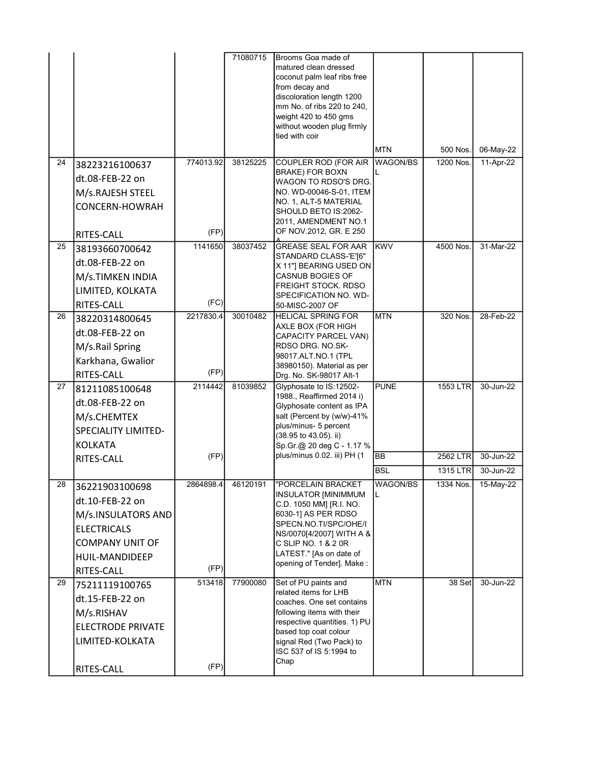| | | | | | | | |
|---|---|---|---|---|---|---|---|
| | | | 71080715 | Brooms Goa made of matured clean dressed coconut palm leaf ribs free from decay and discoloration length 1200 mm No. of ribs 220 to 240, weight 420 to 450 gms without wooden plug firmly tied with coir | MTN | 500 Nos. | 06-May-22 |
| 24 | 38223216100637 dt.08-FEB-22 on M/s.RAJESH STEEL CONCERN-HOWRAH RITES-CALL | 774013.92 (FP) | 38125225 | COUPLER ROD (FOR AIR BRAKE) FOR BOXN WAGON TO RDSO'S DRG. NO. WD-00046-S-01, ITEM NO. 1, ALT-5 MATERIAL SHOULD BETO IS:2062-2011, AMENDMENT NO.1 OF NOV.2012, GR. E 250 A | WAGON/BSL | 1200 Nos. | 11-Apr-22 |
| 25 | 38193660700642 dt.08-FEB-22 on M/s.TIMKEN INDIA LIMITED, KOLKATA RITES-CALL | 1141650 (FC) | 38037452 | GREASE SEAL FOR AAR STANDARD CLASS-'E'[6" X 11"] BEARING USED ON CASNUB BOGIES OF FREIGHT STOCK. RDSO SPECIFICATION NO. WD-50-MISC-2007 OF | KWV | 4500 Nos. | 31-Mar-22 |
| 26 | 38220314800645 dt.08-FEB-22 on M/s.Rail Spring Karkhana, Gwalior RITES-CALL | 2217830.4 (FP) | 30010482 | HELICAL SPRING FOR AXLE BOX (FOR HIGH CAPACITY PARCEL VAN) RDSO DRG. NO.SK-98017.ALT.NO.1 (TPL 38980150). Material as per Drg. No. SK-98017 Alt-1 | MTN | 320 Nos. | 28-Feb-22 |
| 27 | 81211085100648 dt.08-FEB-22 on M/s.CHEMTEX SPECIALITY LIMITED-KOLKATA RITES-CALL | 2114442 (FP) | 81039852 | Glyphosate to IS:12502-1988., Reaffirmed 2014 i) Glyphosate content as IPA salt (Percent by (w/w)-41% plus/minus- 5 percent (38.95 to 43.05). ii) Sp.Gr.@ 20 deg C - 1.17 % plus/minus 0.02. iii) PH (1 | PUNE | 1553 LTR | 30-Jun-22 |
| | | | | | BB | 2562 LTR | 30-Jun-22 |
| | | | | | BSL | 1315 LTR | 30-Jun-22 |
| 28 | 36221903100698 dt.10-FEB-22 on M/s.INSULATORS AND ELECTRICALS COMPANY UNIT OF HUIL-MANDIDEEP RITES-CALL | 2864898.4 (FP) | 46120191 | "PORCELAIN BRACKET INSULATOR [MINIMMUM C.D. 1050 MM] [R.I. NO. 6030-1] AS PER RDSO SPECN.NO.TI/SPC/OHE/INS/0070[4/2007] WITH A & C SLIP NO. 1 & 2 0R LATEST." [As on date of opening of Tender]. Make : | WAGON/BSL | 1334 Nos. | 15-May-22 |
| 29 | 75211119100765 dt.15-FEB-22 on M/s.RISHAV ELECTRODE PRIVATE LIMITED-KOLKATA RITES-CALL | 513418 (FP) | 77900080 | Set of PU paints and related items for LHB coaches. One set contains following items with their respective quantities. 1) PU based top coat colour signal Red (Two Pack) to ISC 537 of IS 5:1994 to Chap | MTN | 38 Set | 30-Jun-22 |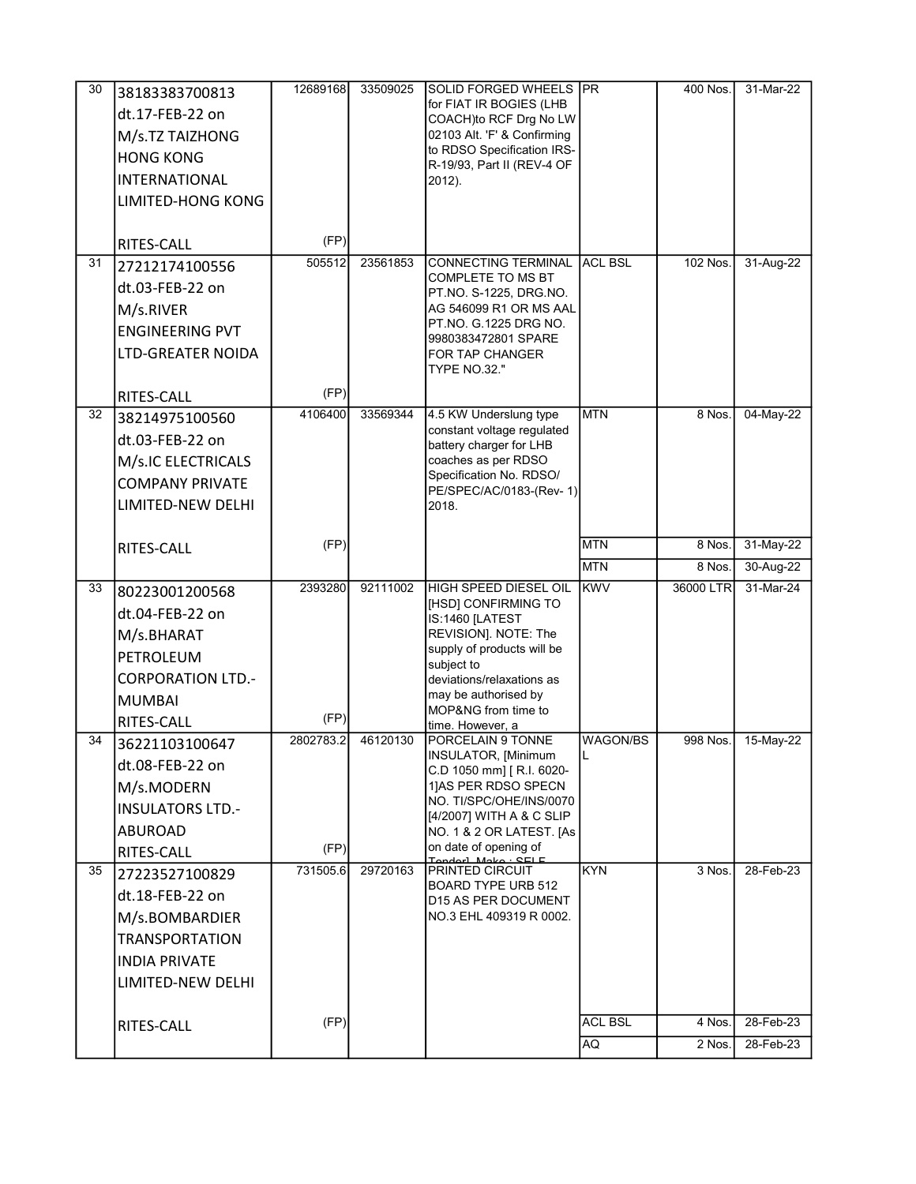| 30 | 38183383700813 dt.17-FEB-22 on M/s.TZ TAIZHONG HONG KONG INTERNATIONAL LIMITED-HONG KONG RITES-CALL | 12689168 (FP) | 33509025 | SOLID FORGED WHEELS for FIAT IR BOGIES (LHB COACH)to RCF Drg No LW 02103 Alt. 'F' & Confirming to RDSO Specification IRS-R-19/93, Part II (REV-4 OF 2012). | PR | 400 Nos. | 31-Mar-22 |
|---|---|---|---|---|---|---|---|
| 31 | 27212174100556 dt.03-FEB-22 on M/s.RIVER ENGINEERING PVT LTD-GREATER NOIDA RITES-CALL | 505512 (FP) | 23561853 | CONNECTING TERMINAL COMPLETE TO MS BT PT.NO. S-1225, DRG.NO. AG 546099 R1 OR MS AAL PT.NO. G.1225 DRG NO. 9980383472801 SPARE FOR TAP CHANGER TYPE NO.32." | ACL BSL | 102 Nos. | 31-Aug-22 |
| 32 | 38214975100560 dt.03-FEB-22 on M/s.IC ELECTRICALS COMPANY PRIVATE LIMITED-NEW DELHI RITES-CALL | 4106400 (FP) | 33569344 | 4.5 KW Underslung type constant voltage regulated battery charger for LHB coaches as per RDSO Specification No. RDSO/ PE/SPEC/AC/0183-(Rev- 1) 2018. | MTN | 8 Nos. | 04-May-22 |
| | | | | | MTN | 8 Nos. | 31-May-22 |
| | | | | | MTN | 8 Nos. | 30-Aug-22 |
| 33 | 80223001200568 dt.04-FEB-22 on M/s.BHARAT PETROLEUM CORPORATION LTD.-MUMBAI RITES-CALL | 2393280 (FP) | 92111002 | HIGH SPEED DIESEL OIL [HSD] CONFIRMING TO IS:1460 [LATEST REVISION]. NOTE: The supply of products will be subject to deviations/relaxations as may be authorised by MOP&NG from time to time. However, a | KWV | 36000 LTR | 31-Mar-24 |
| 34 | 36221103100647 dt.08-FEB-22 on M/s.MODERN INSULATORS LTD.-ABUROAD RITES-CALL | 2802783.2 (FP) | 46120130 | PORCELAIN 9 TONNE INSULATOR, [Minimum C.D 1050 mm] [ R.I. 6020-1]AS PER RDSO SPECN NO. TI/SPC/OHE/INS/0070 [4/2007] WITH A & C SLIP NO. 1 & 2 OR LATEST. [As on date of opening of Tender] Make : SELF | WAGON/BSL | 998 Nos. | 15-May-22 |
| 35 | 27223527100829 dt.18-FEB-22 on M/s.BOMBARDIER TRANSPORTATION INDIA PRIVATE LIMITED-NEW DELHI RITES-CALL | 731505.6 (FP) | 29720163 | PRINTED CIRCUIT BOARD TYPE URB 512 D15 AS PER DOCUMENT NO.3 EHL 409319 R 0002. | KYN | 3 Nos. | 28-Feb-23 |
| | | | | | ACL BSL | 4 Nos. | 28-Feb-23 |
| | | | | | AQ | 2 Nos. | 28-Feb-23 |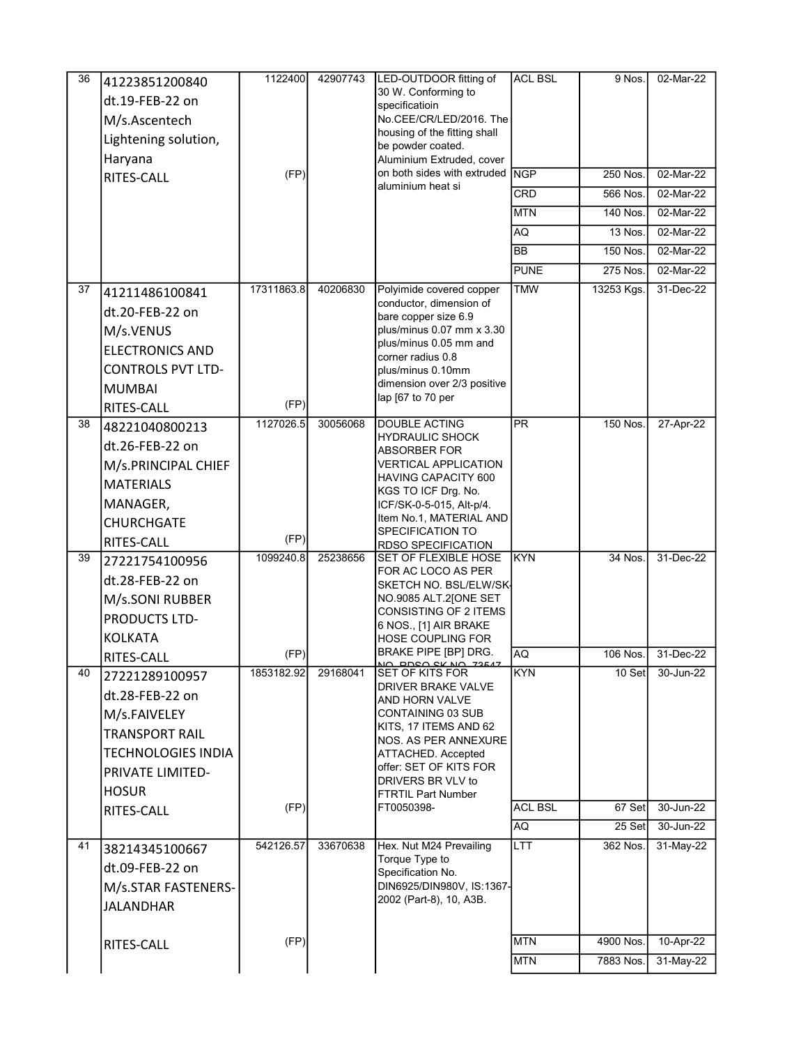| 36 | 41223851200840 dt.19-FEB-22 on M/s.Ascentech Lightening solution, Haryana RITES-CALL | 1122400 (FP) | 42907743 | LED-OUTDOOR fitting of 30 W. Conforming to specificatioin No.CEE/CR/LED/2016. The housing of the fitting shall be powder coated. Aluminium Extruded, cover on both sides with extruded aluminium heat si | ACL BSL | 9 Nos. | 02-Mar-22 |
|---|---|---|---|---|---|---|---|
| | | | | | NGP | 250 Nos. | 02-Mar-22 |
| | | | | | CRD | 566 Nos. | 02-Mar-22 |
| | | | | | MTN | 140 Nos. | 02-Mar-22 |
| | | | | | AQ | 13 Nos. | 02-Mar-22 |
| | | | | | BB | 150 Nos. | 02-Mar-22 |
| | | | | | PUNE | 275 Nos. | 02-Mar-22 |
| 37 | 41211486100841 dt.20-FEB-22 on M/s.VENUS ELECTRONICS AND CONTROLS PVT LTD-MUMBAI RITES-CALL | 17311863.8 (FP) | 40206830 | Polyimide covered copper conductor, dimension of bare copper size 6.9 plus/minus 0.07 mm x 3.30 plus/minus 0.05 mm and corner radius 0.8 plus/minus 0.10mm dimension over 2/3 positive lap [67 to 70 per | TMW | 13253 Kgs. | 31-Dec-22 |
| 38 | 48221040800213 dt.26-FEB-22 on M/s.PRINCIPAL CHIEF MATERIALS MANAGER, CHURCHGATE RITES-CALL | 1127026.5 (FP) | 30056068 | DOUBLE ACTING HYDRAULIC SHOCK ABSORBER FOR VERTICAL APPLICATION HAVING CAPACITY 600 KGS TO ICF Drg. No. ICF/SK-0-5-015, Alt-p/4. Item No.1, MATERIAL AND SPECIFICATION TO RDSO SPECIFICATION | PR | 150 Nos. | 27-Apr-22 |
| 39 | 27221754100956 dt.28-FEB-22 on M/s.SONI RUBBER PRODUCTS LTD-KOLKATA RITES-CALL | 1099240.8 (FP) | 25238656 | SET OF FLEXIBLE HOSE FOR AC LOCO AS PER SKETCH NO. BSL/ELW/SK-NO.9085 ALT.2[ONE SET CONSISTING OF 2 ITEMS 6 NOS., [1] AIR BRAKE HOSE COUPLING FOR BRAKE PIPE [BP] DRG. NO. RDSO SK NO. 73547 | KYN | 34 Nos. | 31-Dec-22 |
| | | | | | AQ | 106 Nos. | 31-Dec-22 |
| 40 | 27221289100957 dt.28-FEB-22 on M/s.FAIVELEY TRANSPORT RAIL TECHNOLOGIES INDIA PRIVATE LIMITED-HOSUR RITES-CALL | 1853182.92 (FP) | 29168041 | SET OF KITS FOR DRIVER BRAKE VALVE AND HORN VALVE CONTAINING 03 SUB KITS, 17 ITEMS AND 62 NOS. AS PER ANNEXURE ATTACHED. Accepted offer: SET OF KITS FOR DRIVERS BR VLV to FTRTIL Part Number FT0050398- | KYN | 10 Set | 30-Jun-22 |
| | | | | | ACL BSL | 67 Set | 30-Jun-22 |
| | | | | | AQ | 25 Set | 30-Jun-22 |
| 41 | 38214345100667 dt.09-FEB-22 on M/s.STAR FASTENERS-JALANDHAR RITES-CALL | 542126.57 (FP) | 33670638 | Hex. Nut M24 Prevailing Torque Type to Specification No. DIN6925/DIN980V, IS:1367-2002 (Part-8), 10, A3B. | LTT | 362 Nos. | 31-May-22 |
| | | | | | MTN | 4900 Nos. | 10-Apr-22 |
| | | | | | MTN | 7883 Nos. | 31-May-22 |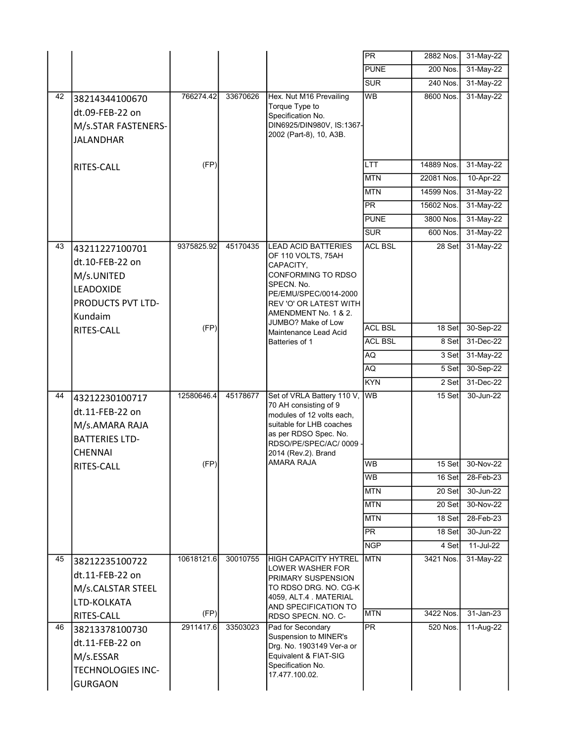| | | | | | | | |
|---|---|---|---|---|---|---|---|
| | | | | | PR | 2882 Nos. | 31-May-22 |
| | | | | | PUNE | 200 Nos. | 31-May-22 |
| | | | | | SUR | 240 Nos. | 31-May-22 |
| 42 | 38214344100670 dt.09-FEB-22 on M/s.STAR FASTENERS-JALANDHAR | 766274.42 | 33670626 | Hex. Nut M16 Prevailing Torque Type to Specification No. DIN6925/DIN980V, IS:1367-2002 (Part-8), 10, A3B. | WB | 8600 Nos. | 31-May-22 |
| | RITES-CALL | (FP) | | | LTT | 14889 Nos. | 31-May-22 |
| | | | | | MTN | 22081 Nos. | 10-Apr-22 |
| | | | | | MTN | 14599 Nos. | 31-May-22 |
| | | | | | PR | 15602 Nos. | 31-May-22 |
| | | | | | PUNE | 3800 Nos. | 31-May-22 |
| | | | | | SUR | 600 Nos. | 31-May-22 |
| 43 | 43211227100701 dt.10-FEB-22 on M/s.UNITED LEADOXIDE PRODUCTS PVT LTD-Kundaim | 9375825.92 | 45170435 | LEAD ACID BATTERIES OF 110 VOLTS, 75AH CAPACITY, CONFORMING TO RDSO SPECN. No. PE/EMU/SPEC/0014-2000 REV 'O' OR LATEST WITH AMENDMENT No. 1 & 2. JUMBO? Make of Low Maintenance Lead Acid Batteries of 1 | ACL BSL | 28 Set | 31-May-22 |
| | RITES-CALL | (FP) | | | ACL BSL | 18 Set | 30-Sep-22 |
| | | | | | ACL BSL | 8 Set | 31-Dec-22 |
| | | | | | AQ | 3 Set | 31-May-22 |
| | | | | | AQ | 5 Set | 30-Sep-22 |
| | | | | | KYN | 2 Set | 31-Dec-22 |
| 44 | 43212230100717 dt.11-FEB-22 on M/s.AMARA RAJA BATTERIES LTD-CHENNAI | 12580646.4 | 45178677 | Set of VRLA Battery 110 V, 70 AH consisting of 9 modules of 12 volts each, suitable for LHB coaches as per RDSO Spec. No. RDSO/PE/SPEC/AC/ 0009 - 2014 (Rev.2). Brand AMARA RAJA | WB | 15 Set | 30-Jun-22 |
| | RITES-CALL | (FP) | | | WB | 15 Set | 30-Nov-22 |
| | | | | | WB | 16 Set | 28-Feb-23 |
| | | | | | MTN | 20 Set | 30-Jun-22 |
| | | | | | MTN | 20 Set | 30-Nov-22 |
| | | | | | MTN | 18 Set | 28-Feb-23 |
| | | | | | PR | 18 Set | 30-Jun-22 |
| | | | | | NGP | 4 Set | 11-Jul-22 |
| 45 | 38212235100722 dt.11-FEB-22 on M/s.CALSTAR STEEL LTD-KOLKATA | 10618121.6 | 30010755 | HIGH CAPACITY HYTREL LOWER WASHER FOR PRIMARY SUSPENSION TO RDSO DRG. NO. CG-K 4059, ALT.4 . MATERIAL AND SPECIFICATION TO RDSO SPECN. NO. C- | MTN | 3421 Nos. | 31-May-22 |
| | RITES-CALL | (FP) | | | MTN | 3422 Nos. | 31-Jan-23 |
| 46 | 38213378100730 dt.11-FEB-22 on M/s.ESSAR TECHNOLOGIES INC-GURGAON | 2911417.6 | 33503023 | Pad for Secondary Suspension to MINER's Drg. No. 1903149 Ver-a or Equivalent & FIAT-SIG Specification No. 17.477.100.02. | PR | 520 Nos. | 11-Aug-22 |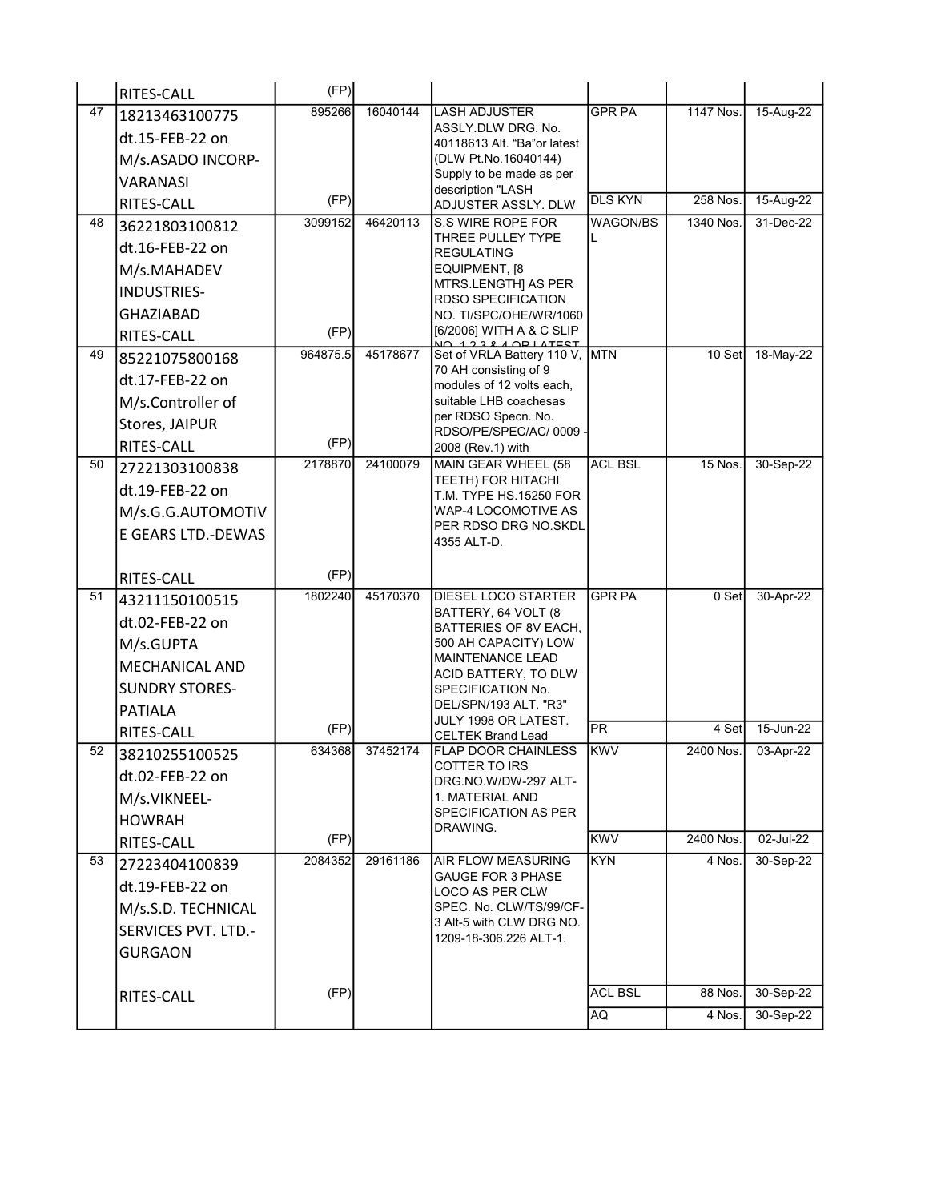| | | | | | | | |
|---|---|---|---|---|---|---|---|
| | RITES-CALL | (FP) | | | | | |
| 47 | 18213463100775 dt.15-FEB-22 on M/s.ASADO INCORP-VARANASI RITES-CALL | 895266 (FP) | 16040144 | LASH ADJUSTER ASSLY.DLW DRG. No. 40118613 Alt. "Ba"or latest (DLW Pt.No.16040144) Supply to be made as per description "LASH ADJUSTER ASSLY. DLW | GPR PA | 1147 Nos. | 15-Aug-22 |
| | | | | | DLS KYN | 258 Nos. | 15-Aug-22 |
| 48 | 36221803100812 dt.16-FEB-22 on M/s.MAHADEV INDUSTRIES-GHAZIABAD RITES-CALL | 3099152 (FP) | 46420113 | S.S WIRE ROPE FOR THREE PULLEY TYPE REGULATING EQUIPMENT, [8 MTRS.LENGTH] AS PER RDSO SPECIFICATION NO. TI/SPC/OHE/WR/1060 [6/2006] WITH A & C SLIP NO. 1,2,3 & 4 OR LATEST | WAGON/BSL | 1340 Nos. | 31-Dec-22 |
| 49 | 85221075800168 dt.17-FEB-22 on M/s.Controller of Stores, JAIPUR RITES-CALL | 964875.5 (FP) | 45178677 | Set of VRLA Battery 110 V, 70 AH consisting of 9 modules of 12 volts each, suitable LHB coachesas per RDSO Specn. No. RDSO/PE/SPEC/AC/ 0009 - 2008 (Rev.1) with | MTN | 10 Set | 18-May-22 |
| 50 | 27221303100838 dt.19-FEB-22 on M/s.G.G.AUTOMOTIVE GEARS LTD.-DEWAS RITES-CALL | 2178870 (FP) | 24100079 | MAIN GEAR WHEEL (58 TEETH) FOR HITACHI T.M. TYPE HS.15250 FOR WAP-4 LOCOMOTIVE AS PER RDSO DRG NO.SKDL 4355 ALT-D. | ACL BSL | 15 Nos. | 30-Sep-22 |
| 51 | 43211150100515 dt.02-FEB-22 on M/s.GUPTA MECHANICAL AND SUNDRY STORES-PATIALA RITES-CALL | 1802240 (FP) | 45170370 | DIESEL LOCO STARTER BATTERY, 64 VOLT (8 BATTERIES OF 8V EACH, 500 AH CAPACITY) LOW MAINTENANCE LEAD ACID BATTERY, TO DLW SPECIFICATION No. DEL/SPN/193 ALT. "R3" JULY 1998 OR LATEST. CELTEK Brand Lead | GPR PA | 0 Set | 30-Apr-22 |
| | | | | | PR | 4 Set | 15-Jun-22 |
| 52 | 38210255100525 dt.02-FEB-22 on M/s.VIKNEEL-HOWRAH RITES-CALL | 634368 (FP) | 37452174 | FLAP DOOR CHAINLESS COTTER TO IRS DRG.NO.W/DW-297 ALT-1. MATERIAL AND SPECIFICATION AS PER DRAWING. | KWV | 2400 Nos. | 03-Apr-22 |
| | | | | | KWV | 2400 Nos. | 02-Jul-22 |
| 53 | 27223404100839 dt.19-FEB-22 on M/s.S.D. TECHNICAL SERVICES PVT. LTD.-GURGAON RITES-CALL | 2084352 (FP) | 29161186 | AIR FLOW MEASURING GAUGE FOR 3 PHASE LOCO AS PER CLW SPEC. No. CLW/TS/99/CF-3 Alt-5 with CLW DRG NO. 1209-18-306.226 ALT-1. | KYN | 4 Nos. | 30-Sep-22 |
| | | | | | ACL BSL | 88 Nos. | 30-Sep-22 |
| | | | | | AQ | 4 Nos. | 30-Sep-22 |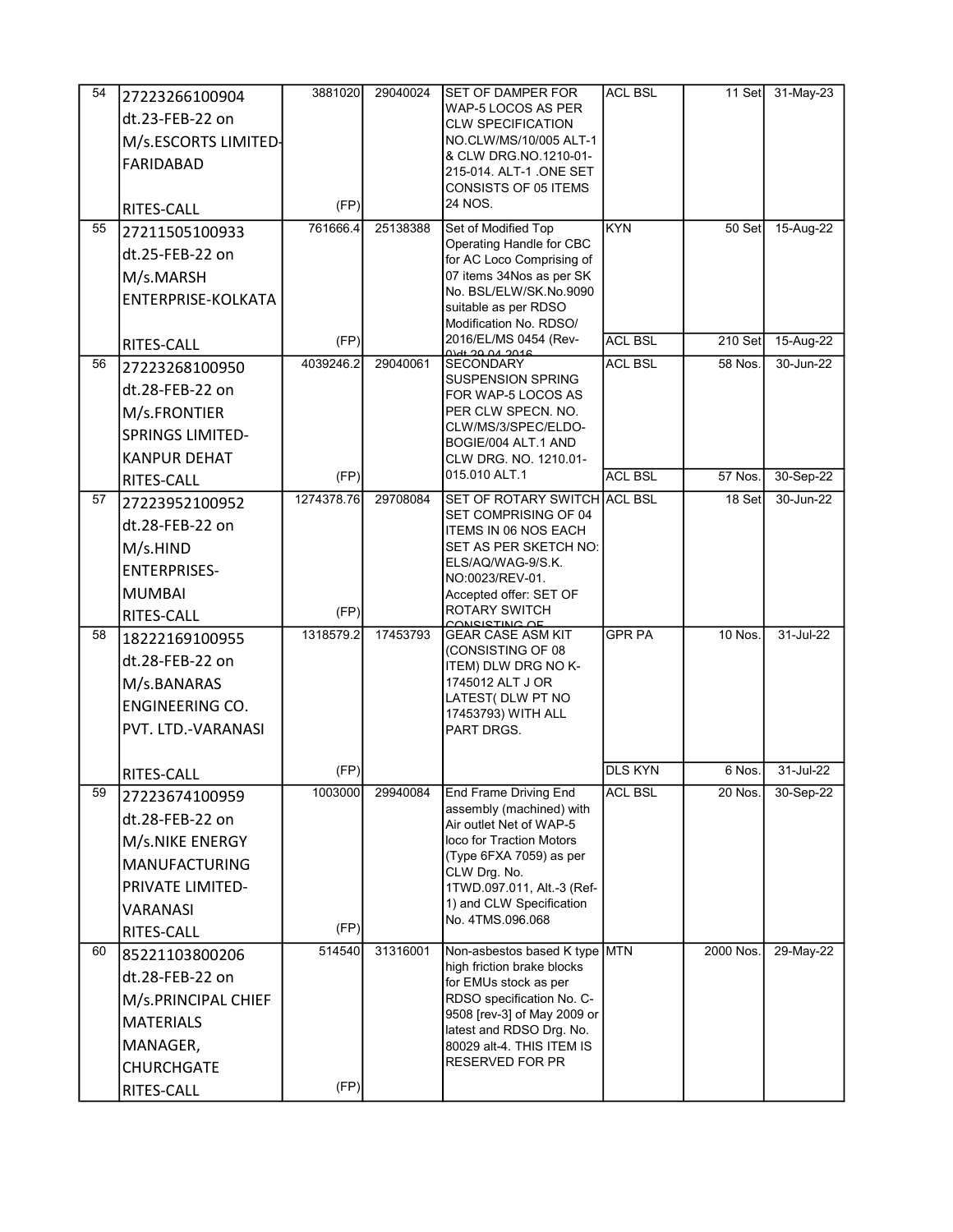| 54 | 27223266100904 dt.23-FEB-22 on M/s.ESCORTS LIMITED-FARIDABAD RITES-CALL | 3881020 (FP) | 29040024 | SET OF DAMPER FOR WAP-5 LOCOS AS PER CLW SPECIFICATION NO.CLW/MS/10/005 ALT-1 & CLW DRG.NO.1210-01-215-014. ALT-1 .ONE SET CONSISTS OF 05 ITEMS 24 NOS. | ACL BSL | 11 Set | 31-May-23 |
|---|---|---|---|---|---|---|---|
| 55 | 27211505100933 dt.25-FEB-22 on M/s.MARSH ENTERPRISE-KOLKATA RITES-CALL | 761666.4 (FP) | 25138388 | Set of Modified Top Operating Handle for CBC for AC Loco Comprising of 07 items 34Nos as per SK No. BSL/ELW/SK.No.9090 suitable as per RDSO Modification No. RDSO/ 2016/EL/MS 0454 (Rev-0)dt 29.04.2016 | KYN | 50 Set | 15-Aug-22 |
| | | | | | ACL BSL | 210 Set | 15-Aug-22 |
| 56 | 27223268100950 dt.28-FEB-22 on M/s.FRONTIER SPRINGS LIMITED-KANPUR DEHAT RITES-CALL | 4039246.2 (FP) | 29040061 | SECONDARY SUSPENSION SPRING FOR WAP-5 LOCOS AS PER CLW SPECN. NO. CLW/MS/3/SPEC/ELDO-BOGIE/004 ALT.1 AND CLW DRG. NO. 1210.01-015.010 ALT.1 | ACL BSL | 58 Nos. | 30-Jun-22 |
| | | | | | ACL BSL | 57 Nos. | 30-Sep-22 |
| 57 | 27223952100952 dt.28-FEB-22 on M/s.HIND ENTERPRISES-MUMBAI RITES-CALL | 1274378.76 (FP) | 29708084 | SET OF ROTARY SWITCH SET COMPRISING OF 04 ITEMS IN 06 NOS EACH SET AS PER SKETCH NO: ELS/AQ/WAG-9/S.K. NO:0023/REV-01. Accepted offer: SET OF ROTARY SWITCH CONSISTING OF | ACL BSL | 18 Set | 30-Jun-22 |
| 58 | 18222169100955 dt.28-FEB-22 on M/s.BANARAS ENGINEERING CO. PVT. LTD.-VARANASI RITES-CALL | 1318579.2 (FP) | 17453793 | GEAR CASE ASM KIT (CONSISTING OF 08 ITEM) DLW DRG NO K-1745012 ALT J OR LATEST( DLW PT NO 17453793) WITH ALL PART DRGS. | GPR PA | 10 Nos. | 31-Jul-22 |
| | | | | | DLS KYN | 6 Nos. | 31-Jul-22 |
| 59 | 27223674100959 dt.28-FEB-22 on M/s.NIKE ENERGY MANUFACTURING PRIVATE LIMITED-VARANASI RITES-CALL | 1003000 (FP) | 29940084 | End Frame Driving End assembly (machined) with Air outlet Net of WAP-5 loco for Traction Motors (Type 6FXA 7059) as per CLW Drg. No. 1TWD.097.011, Alt.-3 (Ref-1) and CLW Specification No. 4TMS.096.068 | ACL BSL | 20 Nos. | 30-Sep-22 |
| 60 | 85221103800206 dt.28-FEB-22 on M/s.PRINCIPAL CHIEF MATERIALS MANAGER, CHURCHGATE RITES-CALL | 514540 (FP) | 31316001 | Non-asbestos based K type high friction brake blocks for EMUs stock as per RDSO specification No. C-9508 [rev-3] of May 2009 or latest and RDSO Drg. No. 80029 alt-4. THIS ITEM IS RESERVED FOR PR | MTN | 2000 Nos. | 29-May-22 |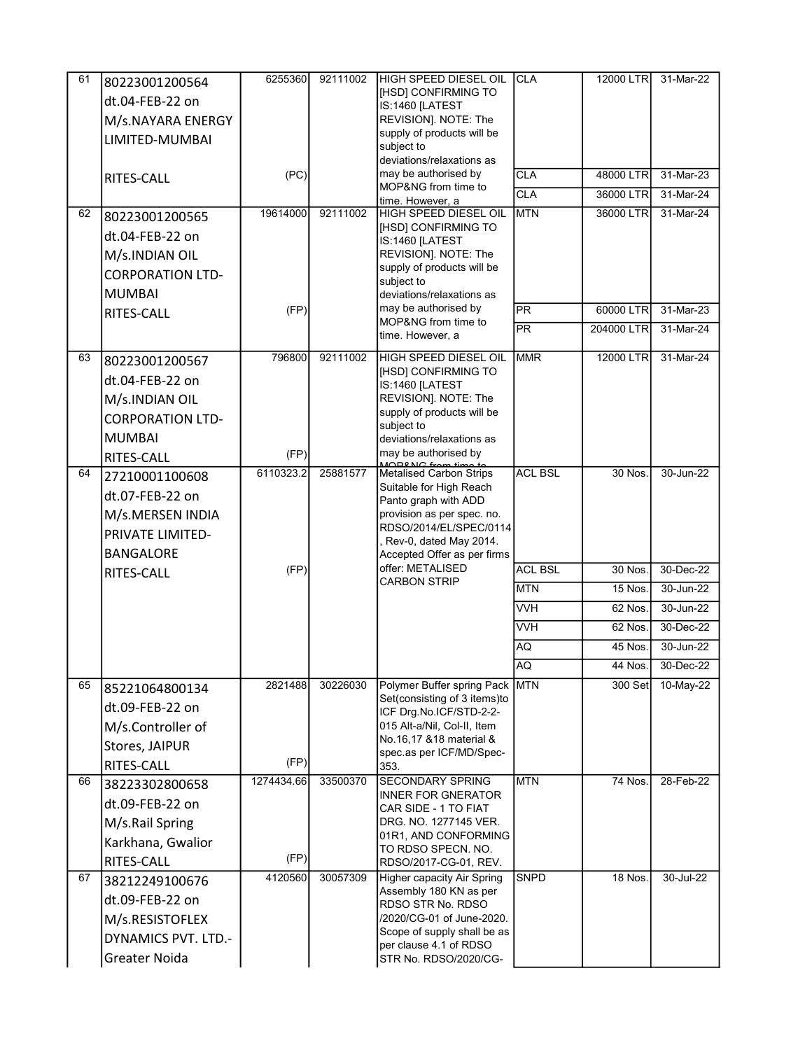| | | | | | | | |
|---|---|---|---|---|---|---|---|
| 61 | 80223001200564 dt.04-FEB-22 on M/s.NAYARA ENERGY LIMITED-MUMBAI RITES-CALL | 6255360 (PC) | 92111002 | HIGH SPEED DIESEL OIL [HSD] CONFIRMING TO IS:1460 [LATEST REVISION]. NOTE: The supply of products will be subject to deviations/relaxations as may be authorised by MOP&NG from time to time. However, a | CLA | 12000 LTR | 31-Mar-22 |
| | | | | | CLA | 48000 LTR | 31-Mar-23 |
| | | | | | CLA | 36000 LTR | 31-Mar-24 |
| 62 | 80223001200565 dt.04-FEB-22 on M/s.INDIAN OIL CORPORATION LTD-MUMBAI RITES-CALL | 19614000 (FP) | 92111002 | HIGH SPEED DIESEL OIL [HSD] CONFIRMING TO IS:1460 [LATEST REVISION]. NOTE: The supply of products will be subject to deviations/relaxations as may be authorised by MOP&NG from time to time. However, a | MTN | 36000 LTR | 31-Mar-24 |
| | | | | | PR | 60000 LTR | 31-Mar-23 |
| | | | | | PR | 204000 LTR | 31-Mar-24 |
| 63 | 80223001200567 dt.04-FEB-22 on M/s.INDIAN OIL CORPORATION LTD-MUMBAI RITES-CALL | 796800 (FP) | 92111002 | HIGH SPEED DIESEL OIL [HSD] CONFIRMING TO IS:1460 [LATEST REVISION]. NOTE: The supply of products will be subject to deviations/relaxations as may be authorised by MOP&NG from time to | MMR | 12000 LTR | 31-Mar-24 |
| 64 | 27210001100608 dt.07-FEB-22 on M/s.MERSEN INDIA PRIVATE LIMITED-BANGALORE RITES-CALL | 6110323.2 (FP) | 25881577 | Metalised Carbon Strips Suitable for High Reach Panto graph with ADD provision as per spec. no. RDSO/2014/EL/SPEC/0114 , Rev-0, dated May 2014. Accepted Offer as per firms offer: METALISED CARBON STRIP | ACL BSL | 30 Nos. | 30-Jun-22 |
| | | | | | ACL BSL | 30 Nos. | 30-Dec-22 |
| | | | | | MTN | 15 Nos. | 30-Jun-22 |
| | | | | | VVH | 62 Nos. | 30-Jun-22 |
| | | | | | VVH | 62 Nos. | 30-Dec-22 |
| | | | | | AQ | 45 Nos. | 30-Jun-22 |
| | | | | | AQ | 44 Nos. | 30-Dec-22 |
| 65 | 85221064800134 dt.09-FEB-22 on M/s.Controller of Stores, JAIPUR RITES-CALL | 2821488 (FP) | 30226030 | Polymer Buffer spring Pack Set(consisting of 3 items)to ICF Drg.No.ICF/STD-2-2-015 Alt-a/Nil, Col-II, Item No.16,17 &18 material & spec.as per ICF/MD/Spec-353. | MTN | 300 Set | 10-May-22 |
| 66 | 38223302800658 dt.09-FEB-22 on M/s.Rail Spring Karkhana, Gwalior RITES-CALL | 1274434.66 (FP) | 33500370 | SECONDARY SPRING INNER FOR GNERATOR CAR SIDE - 1 TO FIAT DRG. NO. 1277145 VER. 01R1, AND CONFORMING TO RDSO SPECN. NO. RDSO/2017-CG-01, REV. | MTN | 74 Nos. | 28-Feb-22 |
| 67 | 38212249100676 dt.09-FEB-22 on M/s.RESISTOFLEX DYNAMICS PVT. LTD.-Greater Noida | 4120560 | 30057309 | Higher capacity Air Spring Assembly 180 KN as per RDSO STR No. RDSO /2020/CG-01 of June-2020. Scope of supply shall be as per clause 4.1 of RDSO STR No. RDSO/2020/CG- | SNPD | 18 Nos. | 30-Jul-22 |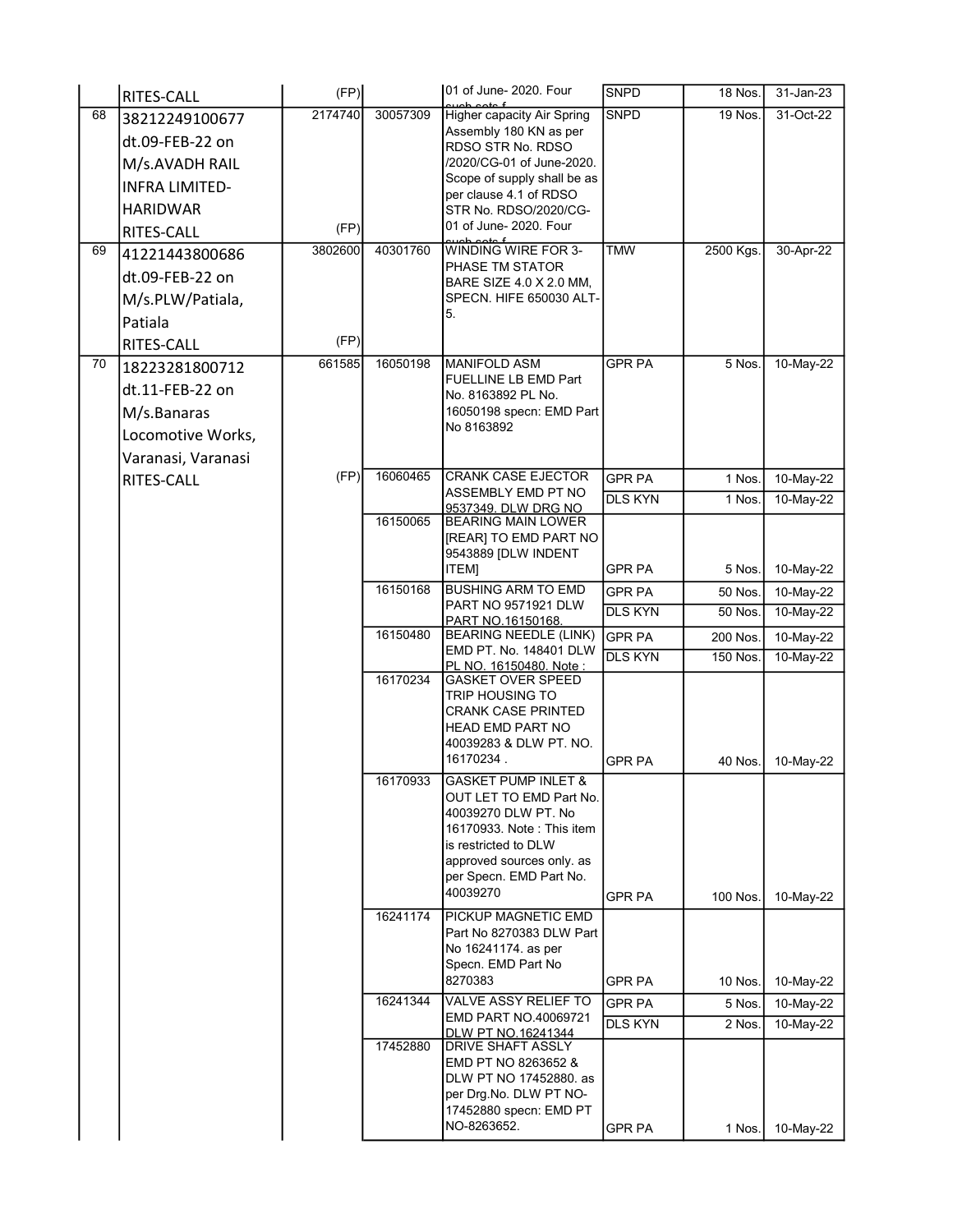| | | | | | | | |
|---|---|---|---|---|---|---|---|
| | RITES-CALL | (FP) | | 01 of June- 2020. Four such sets f | SNPD | 18 Nos. | 31-Jan-23 |
| 68 | 38212249100677 dt.09-FEB-22 on M/s.AVADH RAIL INFRA LIMITED-HARIDWAR RITES-CALL | 2174740 (FP) | 30057309 | Higher capacity Air Spring Assembly 180 KN as per RDSO STR No. RDSO /2020/CG-01 of June-2020. Scope of supply shall be as per clause 4.1 of RDSO STR No. RDSO/2020/CG-01 of June- 2020. Four such sets f | SNPD | 19 Nos. | 31-Oct-22 |
| 69 | 41221443800686 dt.09-FEB-22 on M/s.PLW/Patiala, Patiala RITES-CALL | 3802600 (FP) | 40301760 | WINDING WIRE FOR 3-PHASE TM STATOR BARE SIZE 4.0 X 2.0 MM, SPECN. HIFE 650030 ALT-5. | TMW | 2500 Kgs. | 30-Apr-22 |
| 70 | 18223281800712 dt.11-FEB-22 on M/s.Banaras Locomotive Works, Varanasi, Varanasi RITES-CALL | 661585 (FP) | 16050198 | MANIFOLD ASM FUELLINE LB EMD Part No. 8163892 PL No. 16050198 specn: EMD Part No 8163892 | GPR PA | 5 Nos. | 10-May-22 |
| | | | 16060465 | CRANK CASE EJECTOR ASSEMBLY EMD PT NO 9537349. DLW DRG NO | GPR PA | 1 Nos. | 10-May-22 |
| | | | | | DLS KYN | 1 Nos. | 10-May-22 |
| | | | 16150065 | BEARING MAIN LOWER [REAR] TO EMD PART NO 9543889 [DLW INDENT ITEM] | GPR PA | 5 Nos. | 10-May-22 |
| | | | 16150168 | BUSHING ARM TO EMD PART NO 9571921 DLW PART NO.16150168. | GPR PA | 50 Nos. | 10-May-22 |
| | | | | | DLS KYN | 50 Nos. | 10-May-22 |
| | | | 16150480 | BEARING NEEDLE (LINK) EMD PT. No. 148401 DLW PL NO. 16150480. Note : | GPR PA | 200 Nos. | 10-May-22 |
| | | | | | DLS KYN | 150 Nos. | 10-May-22 |
| | | | 16170234 | GASKET OVER SPEED TRIP HOUSING TO CRANK CASE PRINTED HEAD EMD PART NO 40039283 & DLW PT. NO. 16170234 . | GPR PA | 40 Nos. | 10-May-22 |
| | | | 16170933 | GASKET PUMP INLET & OUT LET TO EMD Part No. 40039270 DLW PT. No 16170933. Note : This item is restricted to DLW approved sources only. as per Specn. EMD Part No. 40039270 | GPR PA | 100 Nos. | 10-May-22 |
| | | | 16241174 | PICKUP MAGNETIC EMD Part No 8270383 DLW Part No 16241174. as per Specn. EMD Part No 8270383 | GPR PA | 10 Nos. | 10-May-22 |
| | | | 16241344 | VALVE ASSY RELIEF TO EMD PART NO.40069721 DLW PT NO.16241344 | GPR PA | 5 Nos. | 10-May-22 |
| | | | | | DLS KYN | 2 Nos. | 10-May-22 |
| | | | 17452880 | DRIVE SHAFT ASSLY EMD PT NO 8263652 & DLW PT NO 17452880. as per Drg.No. DLW PT NO-17452880 specn: EMD PT NO-8263652. | GPR PA | 1 Nos. | 10-May-22 |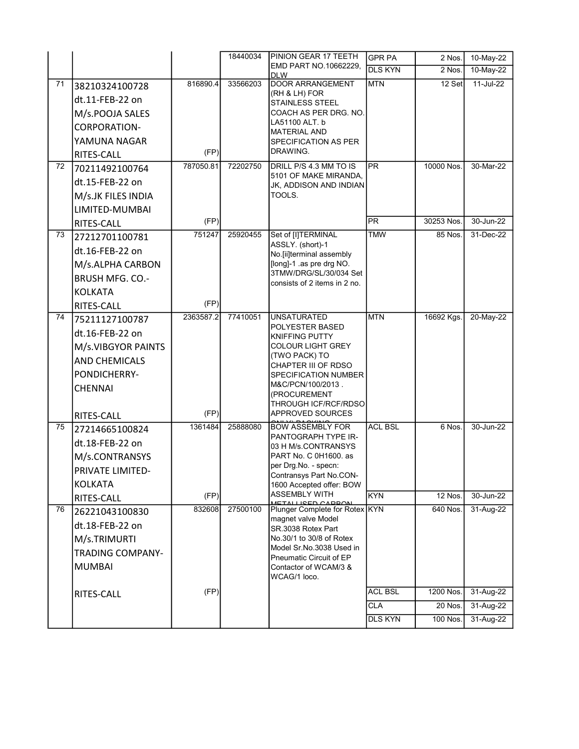| | | | | | | | |
|---|---|---|---|---|---|---|---|
| | | | 18440034 | PINION GEAR 17 TEETH EMD PART NO.10662229, DLW | GPR PA | 2 Nos. | 10-May-22 |
| | | | | | DLS KYN | 2 Nos. | 10-May-22 |
| 71 | 38210324100728 dt.11-FEB-22 on M/s.POOJA SALES CORPORATION-YAMUNA NAGAR RITES-CALL | 816890.4 (FP) | 33566203 | DOOR ARRANGEMENT (RH & LH) FOR STAINLESS STEEL COACH AS PER DRG. NO. LA51100 ALT. b MATERIAL AND SPECIFICATION AS PER DRAWING. | MTN | 12 Set | 11-Jul-22 |
| 72 | 70211492100764 dt.15-FEB-22 on M/s.JK FILES INDIA LIMITED-MUMBAI RITES-CALL | 787050.81 (FP) | 72202750 | DRILL P/S 4.3 MM TO IS 5101 OF MAKE MIRANDA, JK, ADDISON AND INDIAN TOOLS. | PR | 10000 Nos. | 30-Mar-22 |
| | | | | | PR | 30253 Nos. | 30-Jun-22 |
| 73 | 27212701100781 dt.16-FEB-22 on M/s.ALPHA CARBON BRUSH MFG. CO.-KOLKATA RITES-CALL | 751247 (FP) | 25920455 | Set of [I]TERMINAL ASSLY. (short)-1 No.[ii]terminal assembly [long]-1 .as pre drg NO. 3TMW/DRG/SL/30/034 Set consists of 2 items in 2 no. | TMW | 85 Nos. | 31-Dec-22 |
| 74 | 75211127100787 dt.16-FEB-22 on M/s.VIBGYOR PAINTS AND CHEMICALS PONDICHERRY-CHENNAI RITES-CALL | 2363587.2 (FP) | 77410051 | UNSATURATED POLYESTER BASED KNIFFING PUTTY COLOUR LIGHT GREY (TWO PACK) TO CHAPTER III OF RDSO SPECIFICATION NUMBER M&C/PCN/100/2013 . (PROCUREMENT THROUGH ICF/RCF/RDSO APPROVED SOURCES ONLY) PACKING | MTN | 16692 Kgs. | 20-May-22 |
| 75 | 27214665100824 dt.18-FEB-22 on M/s.CONTRANSYS PRIVATE LIMITED-KOLKATA RITES-CALL | 1361484 (FP) | 25888080 | BOW ASSEMBLY FOR PANTOGRAPH TYPE IR-03 H M/s.CONTRANSYS PART No. C 0H1600. as per Drg.No. - specn: Contransys Part No.CON-1600 Accepted offer: BOW ASSEMBLY WITH METALLISED CARBON | ACL BSL | 6 Nos. | 30-Jun-22 |
| | | | | | KYN | 12 Nos. | 30-Jun-22 |
| 76 | 26221043100830 dt.18-FEB-22 on M/s.TRIMURTI TRADING COMPANY-MUMBAI RITES-CALL | 832608 (FP) | 27500100 | Plunger Complete for Rotex magnet valve Model SR.3038 Rotex Part No.30/1 to 30/8 of Rotex Model Sr.No.3038 Used in Pneumatic Circuit of EP Contactor of WCAM/3 & WCAG/1 loco. | KYN | 640 Nos. | 31-Aug-22 |
| | | | | | ACL BSL | 1200 Nos. | 31-Aug-22 |
| | | | | | CLA | 20 Nos. | 31-Aug-22 |
| | | | | | DLS KYN | 100 Nos. | 31-Aug-22 |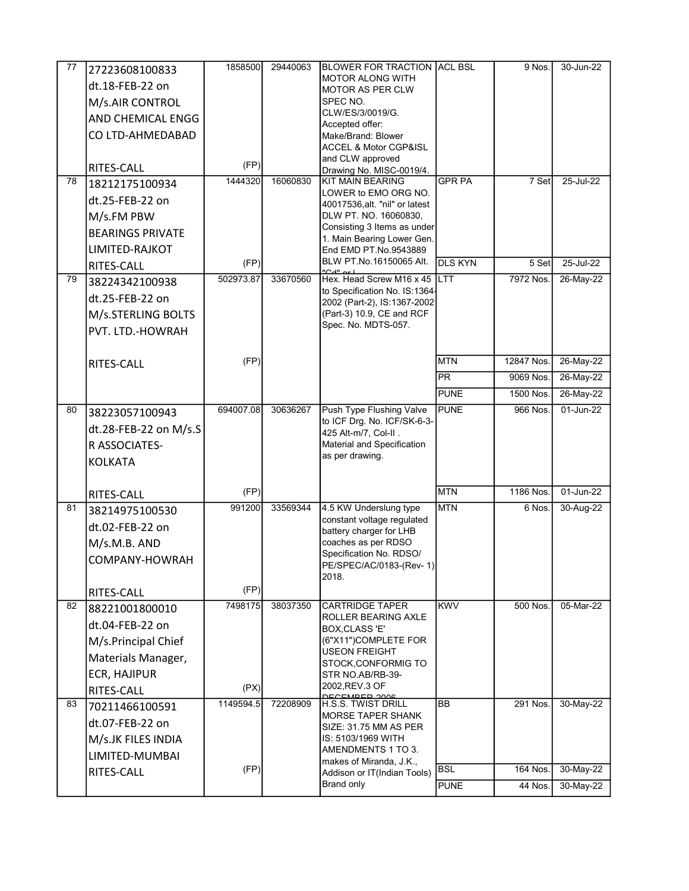| | | | | | | | |
|---|---|---|---|---|---|---|---|
| 77 | 27223608100833 dt.18-FEB-22 on M/s.AIR CONTROL AND CHEMICAL ENGG CO LTD-AHMEDABAD RITES-CALL | 1858500 (FP) | 29440063 | BLOWER FOR TRACTION MOTOR ALONG WITH MOTOR AS PER CLW SPEC NO. CLW/ES/3/0019/G. Accepted offer: Make/Brand: Blower ACCEL & Motor CGP&ISL and CLW approved Drawing No. MISC-0019/4. | ACL BSL | 9 Nos. | 30-Jun-22 |
| 78 | 18212175100934 dt.25-FEB-22 on M/s.FM PBW BEARINGS PRIVATE LIMITED-RAJKOT RITES-CALL | 1444320 (FP) | 16060830 | KIT MAIN BEARING LOWER to EMO ORG NO. 40017536,alt. "nil" or latest DLW PT. NO. 16060830, Consisting 3 Items as under 1. Main Bearing Lower Gen. End EMD PT.No.9543889 BLW PT.No.16150065 Alt. "Cd" or l | GPR PA | 7 Set | 25-Jul-22 |
| | | | | | DLS KYN | 5 Set | 25-Jul-22 |
| 79 | 38224342100938 dt.25-FEB-22 on M/s.STERLING BOLTS PVT. LTD.-HOWRAH RITES-CALL | 502973.87 (FP) | 33670560 | Hex. Head Screw M16 x 45 to Specification No. IS:1364-2002 (Part-2), IS:1367-2002 (Part-3) 10.9, CE and RCF Spec. No. MDTS-057. | LTT | 7972 Nos. | 26-May-22 |
| | | | | | MTN | 12847 Nos. | 26-May-22 |
| | | | | | PR | 9069 Nos. | 26-May-22 |
| | | | | | PUNE | 1500 Nos. | 26-May-22 |
| 80 | 38223057100943 dt.28-FEB-22 on M/s.S R ASSOCIATES-KOLKATA RITES-CALL | 694007.08 (FP) | 30636267 | Push Type Flushing Valve to ICF Drg. No. ICF/SK-6-3-425 Alt-m/7, Col-II . Material and Specification as per drawing. | PUNE | 966 Nos. | 01-Jun-22 |
| | | | | | MTN | 1186 Nos. | 01-Jun-22 |
| 81 | 38214975100530 dt.02-FEB-22 on M/s.M.B. AND COMPANY-HOWRAH RITES-CALL | 991200 (FP) | 33569344 | 4.5 KW Underslung type constant voltage regulated battery charger for LHB coaches as per RDSO Specification No. RDSO/ PE/SPEC/AC/0183-(Rev- 1) 2018. | MTN | 6 Nos. | 30-Aug-22 |
| 82 | 88221001800010 dt.04-FEB-22 on M/s.Principal Chief Materials Manager, ECR, HAJIPUR RITES-CALL | 7498175 (PX) | 38037350 | CARTRIDGE TAPER ROLLER BEARING AXLE BOX,CLASS 'E' (6"X11")COMPLETE FOR USEON FREIGHT STOCK,CONFORMIG TO STR NO.AB/RB-39-2002,REV.3 OF DECEMBER 2006 | KWV | 500 Nos. | 05-Mar-22 |
| 83 | 70211466100591 dt.07-FEB-22 on M/s.JK FILES INDIA LIMITED-MUMBAI RITES-CALL | 1149594.5 (FP) | 72208909 | H.S.S. TWIST DRILL MORSE TAPER SHANK SIZE: 31.75 MM AS PER IS: 5103/1969 WITH AMENDMENTS 1 TO 3. makes of Miranda, J.K., Addison or IT(Indian Tools) Brand only | BB | 291 Nos. | 30-May-22 |
| | | | | | BSL | 164 Nos. | 30-May-22 |
| | | | | | PUNE | 44 Nos. | 30-May-22 |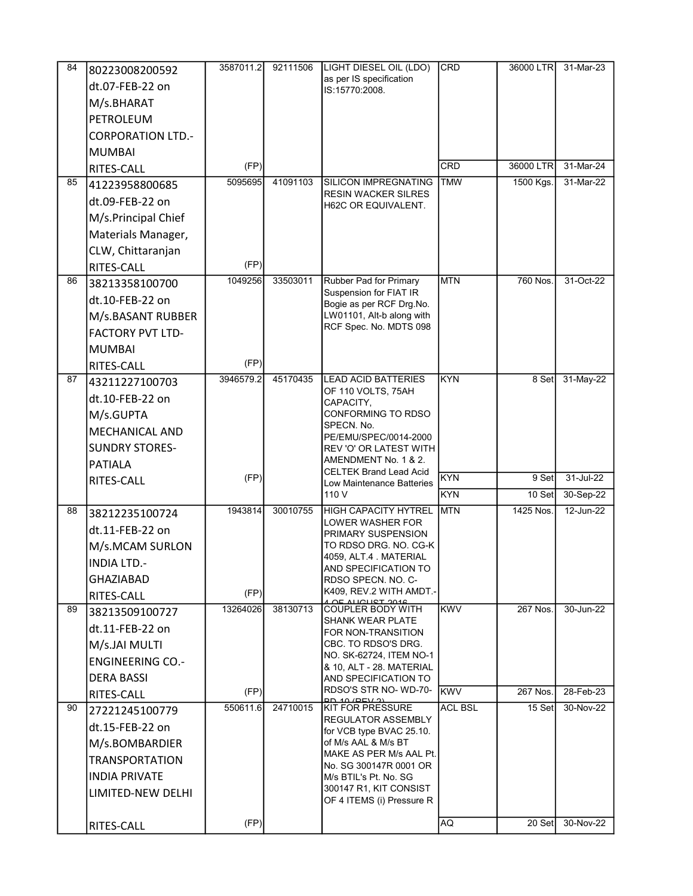| 84 | 80223008200592 dt.07-FEB-22 on M/s.BHARAT PETROLEUM CORPORATION LTD.-MUMBAI RITES-CALL | 3587011.2 (FP) | 92111506 | LIGHT DIESEL OIL (LDO) as per IS specification IS:15770:2008. | CRD | 36000 LTR | 31-Mar-23 |
|---|---|---|---|---|---|---|---|
| | | | | | CRD | 36000 LTR | 31-Mar-24 |
| 85 | 41223958800685 dt.09-FEB-22 on M/s.Principal Chief Materials Manager, CLW, Chittaranjan RITES-CALL | 5095695 (FP) | 41091103 | SILICON IMPREGNATING RESIN WACKER SILRES H62C OR EQUIVALENT. | TMW | 1500 Kgs. | 31-Mar-22 |
| 86 | 38213358100700 dt.10-FEB-22 on M/s.BASANT RUBBER FACTORY PVT LTD-MUMBAI RITES-CALL | 1049256 (FP) | 33503011 | Rubber Pad for Primary Suspension for FIAT IR Bogie as per RCF Drg.No. LW01101, Alt-b along with RCF Spec. No. MDTS 098 | MTN | 760 Nos. | 31-Oct-22 |
| 87 | 43211227100703 dt.10-FEB-22 on M/s.GUPTA MECHANICAL AND SUNDRY STORES-PATIALA RITES-CALL | 3946579.2 (FP) | 45170435 | LEAD ACID BATTERIES OF 110 VOLTS, 75AH CAPACITY, CONFORMING TO RDSO SPECN. No. PE/EMU/SPEC/0014-2000 REV 'O' OR LATEST WITH AMENDMENT No. 1 & 2. CELTEK Brand Lead Acid Low Maintenance Batteries 110 V | KYN | 8 Set | 31-May-22 |
| | | | | | KYN | 9 Set | 31-Jul-22 |
| | | | | | KYN | 10 Set | 30-Sep-22 |
| 88 | 38212235100724 dt.11-FEB-22 on M/s.MCAM SURLON INDIA LTD.-GHAZIABAD RITES-CALL | 1943814 (FP) | 30010755 | HIGH CAPACITY HYTREL LOWER WASHER FOR PRIMARY SUSPENSION TO RDSO DRG. NO. CG-K 4059, ALT.4 . MATERIAL AND SPECIFICATION TO RDSO SPECN. NO. C-K409, REV.2 WITH AMDT.-4 OF AUGUST 2016 | MTN | 1425 Nos. | 12-Jun-22 |
| 89 | 38213509100727 dt.11-FEB-22 on M/s.JAI MULTI ENGINEERING CO.-DERA BASSI RITES-CALL | 13264026 (FP) | 38130713 | COUPLER BODY WITH SHANK WEAR PLATE FOR NON-TRANSITION CBC. TO RDSO'S DRG. NO. SK-62724, ITEM NO-1 & 10, ALT - 28. MATERIAL AND SPECIFICATION TO RDSO'S STR NO- WD-70-BD-10 (REV 2) | KWV | 267 Nos. | 30-Jun-22 |
| | | | | | KWV | 267 Nos. | 28-Feb-23 |
| 90 | 27221245100779 dt.15-FEB-22 on M/s.BOMBARDIER TRANSPORTATION INDIA PRIVATE LIMITED-NEW DELHI RITES-CALL | 550611.6 (FP) | 24710015 | KIT FOR PRESSURE REGULATOR ASSEMBLY for VCB type BVAC 25.10. of M/s AAL & M/s BT MAKE AS PER M/s AAL Pt. No. SG 300147R 0001 OR M/s BTIL's Pt. No. SG 300147 R1, KIT CONSIST OF 4 ITEMS (i) Pressure R | ACL BSL | 15 Set | 30-Nov-22 |
| | | | | | AQ | 20 Set | 30-Nov-22 |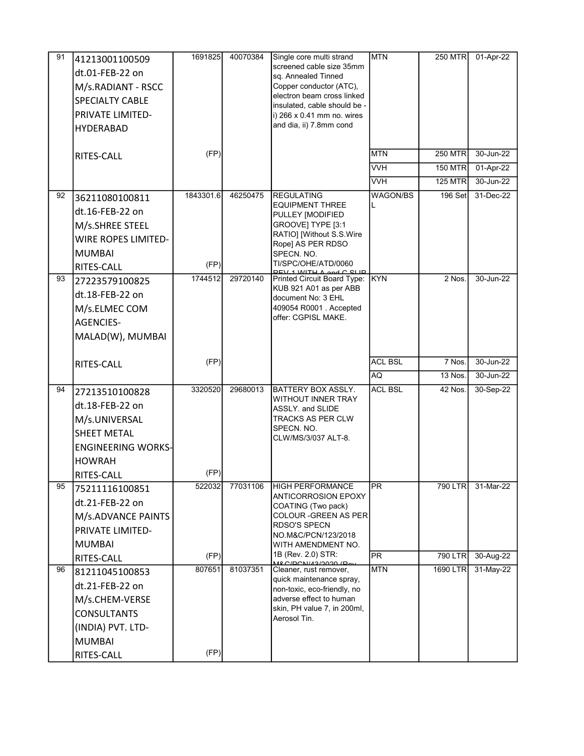| | | | | | | | |
|---|---|---|---|---|---|---|---|
| 91 | 41213001100509 dt.01-FEB-22 on M/s.RADIANT - RSCC SPECIALTY CABLE PRIVATE LIMITED-HYDERABAD | 1691825 | 40070384 | Single core multi strand screened cable size 35mm sq. Annealed Tinned Copper conductor (ATC), electron beam cross linked insulated, cable should be - i) 266 x 0.41 mm no. wires and dia, ii) 7.8mm cond | MTN | 250 MTR | 01-Apr-22 |
| | RITES-CALL | (FP) | | | MTN | 250 MTR | 30-Jun-22 |
| | | | | | VVH | 150 MTR | 01-Apr-22 |
| | | | | | VVH | 125 MTR | 30-Jun-22 |
| 92 | 36211080100811 dt.16-FEB-22 on M/s.SHREE STEEL WIRE ROPES LIMITED-MUMBAI RITES-CALL | 1843301.6 (FP) | 46250475 | REGULATING EQUIPMENT THREE PULLEY [MODIFIED GROOVE] TYPE [3:1 RATIO] [Without S.S.Wire Rope] AS PER RDSO SPECN. NO. TI/SPC/OHE/ATD/0060 REV 1 WITH A and C SLIP | WAGON/BSL | 196 Set | 31-Dec-22 |
| 93 | 27223579100825 dt.18-FEB-22 on M/s.ELMEC COM AGENCIES-MALAD(W), MUMBAI | 1744512 | 29720140 | Printed Circuit Board Type: KUB 921 A01 as per ABB document No: 3 EHL 409054 R0001 . Accepted offer: CGPISL MAKE. | KYN | 2 Nos. | 30-Jun-22 |
| | RITES-CALL | (FP) | | | ACL BSL | 7 Nos. | 30-Jun-22 |
| | | | | | AQ | 13 Nos. | 30-Jun-22 |
| 94 | 27213510100828 dt.18-FEB-22 on M/s.UNIVERSAL SHEET METAL ENGINEERING WORKS-HOWRAH RITES-CALL | 3320520 (FP) | 29680013 | BATTERY BOX ASSLY. WITHOUT INNER TRAY ASSLY. and SLIDE TRACKS AS PER CLW SPECN. NO. CLW/MS/3/037 ALT-8. | ACL BSL | 42 Nos. | 30-Sep-22 |
| 95 | 75211116100851 dt.21-FEB-22 on M/s.ADVANCE PAINTS PRIVATE LIMITED-MUMBAI | 522032 | 77031106 | HIGH PERFORMANCE ANTICORROSION EPOXY COATING (Two pack) COLOUR -GREEN AS PER RDSO'S SPECN NO.M&C/PCN/123/2018 WITH AMENDMENT NO. 1B (Rev. 2.0) STR: M&C/PCN/43/2020 (Rev | PR | 790 LTR | 31-Mar-22 |
| | RITES-CALL | (FP) | | | PR | 790 LTR | 30-Aug-22 |
| 96 | 81211045100853 dt.21-FEB-22 on M/s.CHEM-VERSE CONSULTANTS (INDIA) PVT. LTD-MUMBAI RITES-CALL | 807651 (FP) | 81037351 | Cleaner, rust remover, quick maintenance spray, non-toxic, eco-friendly, no adverse effect to human skin, PH value 7, in 200ml, Aerosol Tin. | MTN | 1690 LTR | 31-May-22 |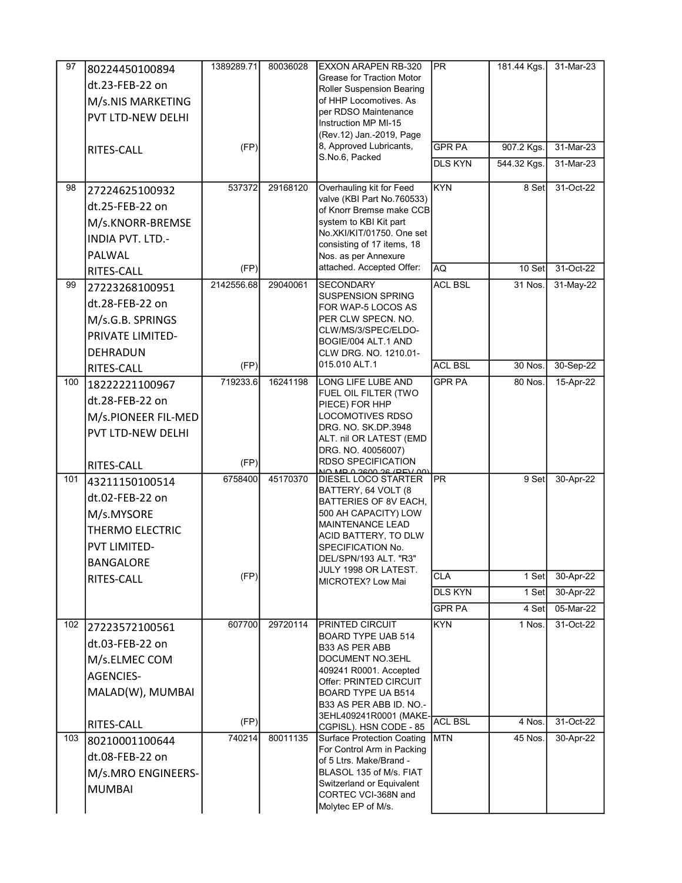| | | | | | | | |
|---|---|---|---|---|---|---|---|
| 97 | 80224450100894 dt.23-FEB-22 on M/s.NIS MARKETING PVT LTD-NEW DELHI RITES-CALL | 1389289.71 (FP) | 80036028 | EXXON ARAPEN RB-320 Grease for Traction Motor Roller Suspension Bearing of HHP Locomotives. As per RDSO Maintenance Instruction MP MI-15 (Rev.12) Jan.-2019, Page 8, Approved Lubricants, S.No.6, Packed | PR | 181.44 Kgs. | 31-Mar-23 |
| | | | | | GPR PA | 907.2 Kgs. | 31-Mar-23 |
| | | | | | DLS KYN | 544.32 Kgs. | 31-Mar-23 |
| 98 | 27224625100932 dt.25-FEB-22 on M/s.KNORR-BREMSE INDIA PVT. LTD.-PALWAL RITES-CALL | 537372 (FP) | 29168120 | Overhauling kit for Feed valve (KBI Part No.760533) of Knorr Bremse make CCB system to KBI Kit part No.XKI/KIT/01750. One set consisting of 17 items, 18 Nos. as per Annexure attached. Accepted Offer: | KYN | 8 Set | 31-Oct-22 |
| | | | | | AQ | 10 Set | 31-Oct-22 |
| 99 | 27223268100951 dt.28-FEB-22 on M/s.G.B. SPRINGS PRIVATE LIMITED-DEHRADUN RITES-CALL | 2142556.68 (FP) | 29040061 | SECONDARY SUSPENSION SPRING FOR WAP-5 LOCOS AS PER CLW SPECN. NO. CLW/MS/3/SPEC/ELDO-BOGIE/004 ALT.1 AND CLW DRG. NO. 1210.01-015.010 ALT.1 | ACL BSL | 31 Nos. | 31-May-22 |
| | | | | | ACL BSL | 30 Nos. | 30-Sep-22 |
| 100 | 18222221100967 dt.28-FEB-22 on M/s.PIONEER FIL-MED PVT LTD-NEW DELHI RITES-CALL | 719233.6 (FP) | 16241198 | LONG LIFE LUBE AND FUEL OIL FILTER (TWO PIECE) FOR HHP LOCOMOTIVES RDSO DRG. NO. SK.DP.3948 ALT. nil OR LATEST (EMD DRG. NO. 40056007) RDSO SPECIFICATION NO.MP.0.2600.26 (REV.00) | GPR PA | 80 Nos. | 15-Apr-22 |
| 101 | 43211150100514 dt.02-FEB-22 on M/s.MYSORE THERMO ELECTRIC PVT LIMITED-BANGALORE RITES-CALL | 6758400 (FP) | 45170370 | DIESEL LOCO STARTER BATTERY, 64 VOLT (8 BATTERIES OF 8V EACH, 500 AH CAPACITY) LOW MAINTENANCE LEAD ACID BATTERY, TO DLW SPECIFICATION No. DEL/SPN/193 ALT. "R3" JULY 1998 OR LATEST. MICROTEX? Low Mai | PR | 9 Set | 30-Apr-22 |
| | | | | | CLA | 1 Set | 30-Apr-22 |
| | | | | | DLS KYN | 1 Set | 30-Apr-22 |
| | | | | | GPR PA | 4 Set | 05-Mar-22 |
| 102 | 27223572100561 dt.03-FEB-22 on M/s.ELMEC COM AGENCIES-MALAD(W), MUMBAI RITES-CALL | 607700 (FP) | 29720114 | PRINTED CIRCUIT BOARD TYPE UAB 514 B33 AS PER ABB DOCUMENT NO.3EHL 409241 R0001. Accepted Offer: PRINTED CIRCUIT BOARD TYPE UA B514 B33 AS PER ABB ID. NO.-3EHL409241R0001 (MAKE-CGPISL). HSN CODE - 85 | KYN | 1 Nos. | 31-Oct-22 |
| | | | | | ACL BSL | 4 Nos. | 31-Oct-22 |
| 103 | 80210001100644 dt.08-FEB-22 on M/s.MRO ENGINEERS-MUMBAI | 740214 | 80011135 | Surface Protection Coating For Control Arm in Packing of 5 Ltrs. Make/Brand - BLASOL 135 of M/s. FIAT Switzerland or Equivalent CORTEC VCI-368N and Molytec EP of M/s. | MTN | 45 Nos. | 30-Apr-22 |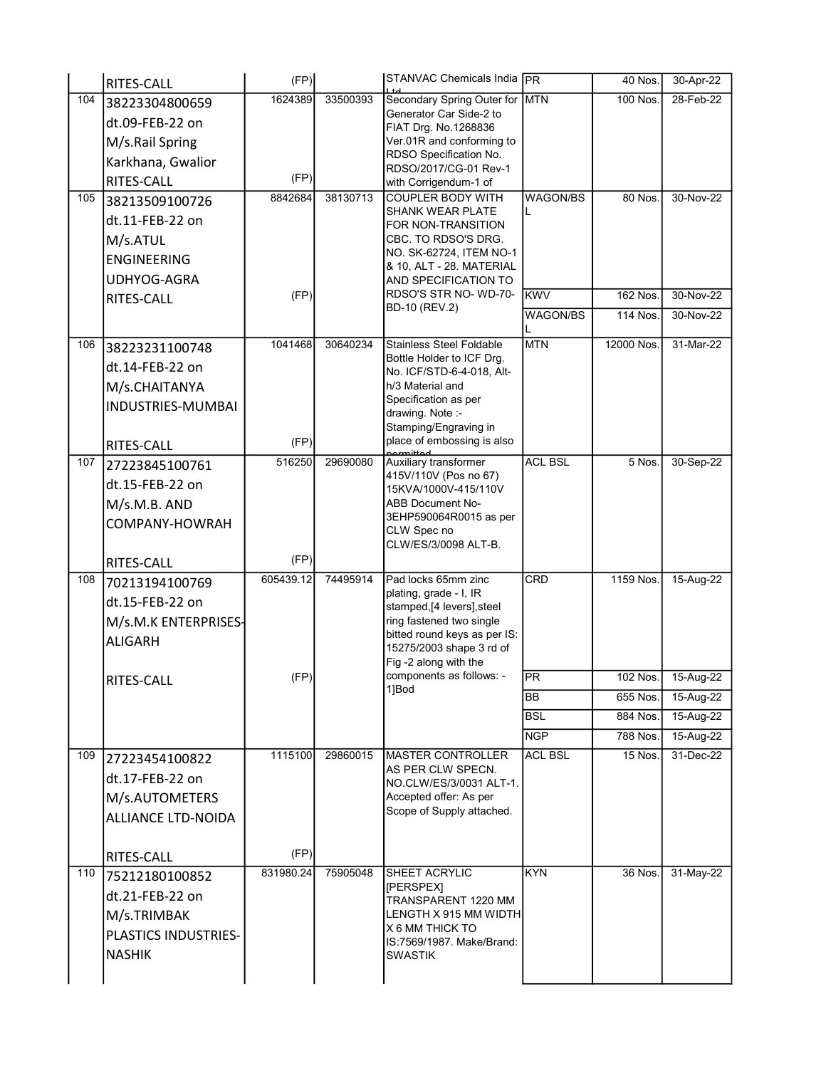| | | | | | | | |
|---|---|---|---|---|---|---|---|
| | RITES-CALL | (FP) | | STANVAC Chemicals India Ltd | PR | 40 Nos. | 30-Apr-22 |
| 104 | 38223304800659 dt.09-FEB-22 on M/s.Rail Spring Karkhana, Gwalior RITES-CALL | 1624389 (FP) | 33500393 | Secondary Spring Outer for Generator Car Side-2 to FIAT Drg. No.1268836 Ver.01R and conforming to RDSO Specification No. RDSO/2017/CG-01 Rev-1 with Corrigendum-1 of | MTN | 100 Nos. | 28-Feb-22 |
| 105 | 38213509100726 dt.11-FEB-22 on M/s.ATUL ENGINEERING UDHYOG-AGRA RITES-CALL | 8842684 (FP) | 38130713 | COUPLER BODY WITH SHANK WEAR PLATE FOR NON-TRANSITION CBC. TO RDSO'S DRG. NO. SK-62724, ITEM NO-1 & 10, ALT - 28. MATERIAL AND SPECIFICATION TO RDSO'S STR NO- WD-70-BD-10 (REV.2) | WAGON/BSL | 80 Nos. | 30-Nov-22 |
| | | | | | KWV | 162 Nos. | 30-Nov-22 |
| | | | | | WAGON/BSL | 114 Nos. | 30-Nov-22 |
| 106 | 38223231100748 dt.14-FEB-22 on M/s.CHAITANYA INDUSTRIES-MUMBAI RITES-CALL | 1041468 (FP) | 30640234 | Stainless Steel Foldable Bottle Holder to ICF Drg. No. ICF/STD-6-4-018, Alt-h/3 Material and Specification as per drawing. Note :- Stamping/Engraving in place of embossing is also permitted | MTN | 12000 Nos. | 31-Mar-22 |
| 107 | 27223845100761 dt.15-FEB-22 on M/s.M.B. AND COMPANY-HOWRAH RITES-CALL | 516250 (FP) | 29690080 | Auxiliary transformer 415V/110V (Pos no 67) 15KVA/1000V-415/110V ABB Document No-3EHP590064R0015 as per CLW Spec no CLW/ES/3/0098 ALT-B. | ACL BSL | 5 Nos. | 30-Sep-22 |
| 108 | 70213194100769 dt.15-FEB-22 on M/s.M.K ENTERPRISES-ALIGARH RITES-CALL | 605439.12 (FP) | 74495914 | Pad locks 65mm zinc plating, grade - I, IR stamped,[4 levers],steel ring fastened two single bitted round keys as per IS: 15275/2003 shape 3 rd of Fig -2 along with the components as follows: - 1]Bod | CRD | 1159 Nos. | 15-Aug-22 |
| | | | | | PR | 102 Nos. | 15-Aug-22 |
| | | | | | BB | 655 Nos. | 15-Aug-22 |
| | | | | | BSL | 884 Nos. | 15-Aug-22 |
| | | | | | NGP | 788 Nos. | 15-Aug-22 |
| 109 | 27223454100822 dt.17-FEB-22 on M/s.AUTOMETERS ALLIANCE LTD-NOIDA RITES-CALL | 1115100 (FP) | 29860015 | MASTER CONTROLLER AS PER CLW SPECN. NO.CLW/ES/3/0031 ALT-1. Accepted offer: As per Scope of Supply attached. | ACL BSL | 15 Nos. | 31-Dec-22 |
| 110 | 75212180100852 dt.21-FEB-22 on M/s.TRIMBAK PLASTICS INDUSTRIES-NASHIK | 831980.24 | 75905048 | SHEET ACRYLIC [PERSPEX] TRANSPARENT 1220 MM LENGTH X 915 MM WIDTH X 6 MM THICK TO IS:7569/1987. Make/Brand: SWASTIK | KYN | 36 Nos. | 31-May-22 |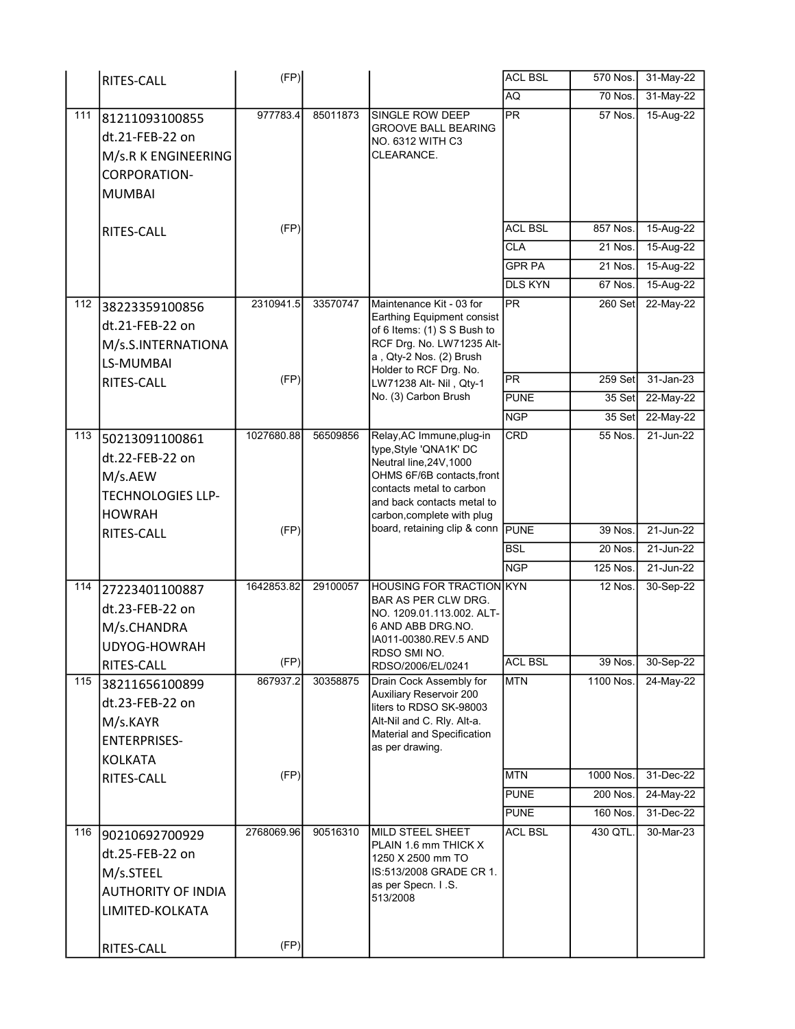| | | | | | | | |
|---|---|---|---|---|---|---|---|
| | RITES-CALL | (FP) | | | ACL BSL | 570 Nos. | 31-May-22 |
| | | | | | AQ | 70 Nos. | 31-May-22 |
| 111 | 81211093100855 dt.21-FEB-22 on M/s.R K ENGINEERING CORPORATION-MUMBAI | 977783.4 | 85011873 | SINGLE ROW DEEP GROOVE BALL BEARING NO. 6312 WITH C3 CLEARANCE. | PR | 57 Nos. | 15-Aug-22 |
| | RITES-CALL | (FP) | | | ACL BSL | 857 Nos. | 15-Aug-22 |
| | | | | | CLA | 21 Nos. | 15-Aug-22 |
| | | | | | GPR PA | 21 Nos. | 15-Aug-22 |
| | | | | | DLS KYN | 67 Nos. | 15-Aug-22 |
| 112 | 38223359100856 dt.21-FEB-22 on M/s.S.INTERNATIONALS-MUMBAI | 2310941.5 | 33570747 | Maintenance Kit - 03 for Earthing Equipment consist of 6 Items: (1) S S Bush to RCF Drg. No. LW71235 Alt-a , Qty-2 Nos. (2) Brush Holder to RCF Drg. No. LW71238 Alt- Nil , Qty-1 No. (3) Carbon Brush | PR | 260 Set | 22-May-22 |
| | RITES-CALL | (FP) | | | PR | 259 Set | 31-Jan-23 |
| | | | | | PUNE | 35 Set | 22-May-22 |
| | | | | | NGP | 35 Set | 22-May-22 |
| 113 | 50213091100861 dt.22-FEB-22 on M/s.AEW TECHNOLOGIES LLP-HOWRAH | 1027680.88 | 56509856 | Relay,AC Immune,plug-in type,Style 'QNA1K' DC Neutral line,24V,1000 OHMS 6F/6B contacts,front contacts metal to carbon and back contacts metal to carbon,complete with plug board, retaining clip & conn | CRD | 55 Nos. | 21-Jun-22 |
| | RITES-CALL | (FP) | | | PUNE | 39 Nos. | 21-Jun-22 |
| | | | | | BSL | 20 Nos. | 21-Jun-22 |
| | | | | | NGP | 125 Nos. | 21-Jun-22 |
| 114 | 27223401100887 dt.23-FEB-22 on M/s.CHANDRA UDYOG-HOWRAH | 1642853.82 | 29100057 | HOUSING FOR TRACTION BAR AS PER CLW DRG. NO. 1209.01.113.002. ALT-6 AND ABB DRG.NO. IA011-00380.REV.5 AND RDSO SMI NO. RDSO/2006/EL/0241 | KYN | 12 Nos. | 30-Sep-22 |
| | RITES-CALL | (FP) | | | ACL BSL | 39 Nos. | 30-Sep-22 |
| 115 | 38211656100899 dt.23-FEB-22 on M/s.KAYR ENTERPRISES-KOLKATA | 867937.2 | 30358875 | Drain Cock Assembly for Auxiliary Reservoir 200 liters to RDSO SK-98003 Alt-Nil and C. Rly. Alt-a. Material and Specification as per drawing. | MTN | 1100 Nos. | 24-May-22 |
| | RITES-CALL | (FP) | | | MTN | 1000 Nos. | 31-Dec-22 |
| | | | | | PUNE | 200 Nos. | 24-May-22 |
| | | | | | PUNE | 160 Nos. | 31-Dec-22 |
| 116 | 90210692700929 dt.25-FEB-22 on M/s.STEEL AUTHORITY OF INDIA LIMITED-KOLKATA | 2768069.96 | 90516310 | MILD STEEL SHEET PLAIN 1.6 mm THICK X 1250 X 2500 mm TO IS:513/2008 GRADE CR 1. as per Specn. I .S. 513/2008 | ACL BSL | 430 QTL. | 30-Mar-23 |
| | RITES-CALL | (FP) | | | | | |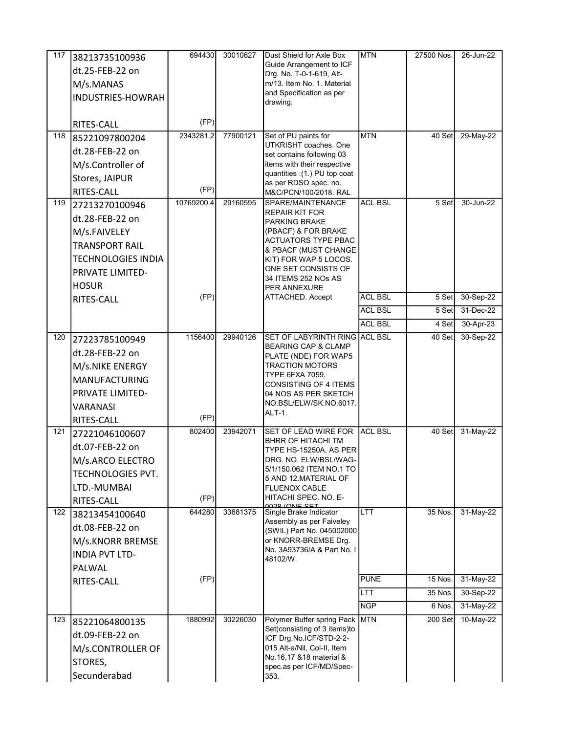| 117 | 38213735100936 dt.25-FEB-22 on M/s.MANAS INDUSTRIES-HOWRAH RITES-CALL | 694430 (FP) | 30010627 | Dust Shield for Axle Box Guide Arrangement to ICF Drg. No. T-0-1-619, Alt-m/13. Item No. 1. Material and Specification as per drawing. | MTN | 27500 Nos. | 26-Jun-22 |
|---|---|---|---|---|---|---|---|
| 118 | 85221097800204 dt.28-FEB-22 on M/s.Controller of Stores, JAIPUR RITES-CALL | 2343281.2 (FP) | 77900121 | Set of PU paints for UTKRISHT coaches. One set contains following 03 items with their respective quantities :(1.) PU top coat as per RDSO spec. no. M&C/PCN/100/2018. RAL | MTN | 40 Set | 29-May-22 |
| 119 | 27213270100946 dt.28-FEB-22 on M/s.FAIVELEY TRANSPORT RAIL TECHNOLOGIES INDIA PRIVATE LIMITED-HOSUR RITES-CALL | 10769200.4 (FP) | 29160595 | SPARE/MAINTENANCE REPAIR KIT FOR PARKING BRAKE (PBACF) & FOR BRAKE ACTUATORS TYPE PBAC & PBACF (MUST CHANGE KIT) FOR WAP 5 LOCOS. ONE SET CONSISTS OF 34 ITEMS 252 NOs AS PER ANNEXURE ATTACHED. Accept | ACL BSL | 5 Set | 30-Jun-22 |
| | | | | | ACL BSL | 5 Set | 30-Sep-22 |
| | | | | | ACL BSL | 5 Set | 31-Dec-22 |
| | | | | | ACL BSL | 4 Set | 30-Apr-23 |
| 120 | 27223785100949 dt.28-FEB-22 on M/s.NIKE ENERGY MANUFACTURING PRIVATE LIMITED-VARANASI RITES-CALL | 1156400 (FP) | 29940126 | SET OF LABYRINTH RING BEARING CAP & CLAMP PLATE (NDE) FOR WAP5 TRACTION MOTORS TYPE 6FXA 7059. CONSISTING OF 4 ITEMS 04 NOS AS PER SKETCH NO.BSL/ELW/SK.NO.6017. ALT-1. | ACL BSL | 40 Set | 30-Sep-22 |
| 121 | 27221046100607 dt.07-FEB-22 on M/s.ARCO ELECTRO TECHNOLOGIES PVT. LTD.-MUMBAI RITES-CALL | 802400 (FP) | 23942071 | SET OF LEAD WIRE FOR BHRR OF HITACHI TM TYPE HS-15250A. AS PER DRG. NO. ELW/BSL/WAG-5/1/150.062 ITEM NO.1 TO 5 AND 12.MATERIAL OF FLUENOX CABLE HITACHI SPEC. NO. E-0028 (ONE SET | ACL BSL | 40 Set | 31-May-22 |
| 122 | 38213454100640 dt.08-FEB-22 on M/s.KNORR BREMSE INDIA PVT LTD-PALWAL RITES-CALL | 644280 (FP) | 33681375 | Single Brake Indicator Assembly as per Faiveley (SWIL) Part No. 045002000 or KNORR-BREMSE Drg. No. 3A93736/A & Part No. I 48102/W. | LTT | 35 Nos. | 31-May-22 |
| | | | | | PUNE | 15 Nos. | 31-May-22 |
| | | | | | LTT | 35 Nos. | 30-Sep-22 |
| | | | | | NGP | 6 Nos. | 31-May-22 |
| 123 | 85221064800135 dt.09-FEB-22 on M/s.CONTROLLER OF STORES, Secunderabad | 1880992 | 30226030 | Polymer Buffer spring Pack Set(consisting of 3 items)to ICF Drg.No.ICF/STD-2-2-015 Alt-a/Nil, Col-II, Item No.16,17 &18 material & spec.as per ICF/MD/Spec-353. | MTN | 200 Set | 10-May-22 |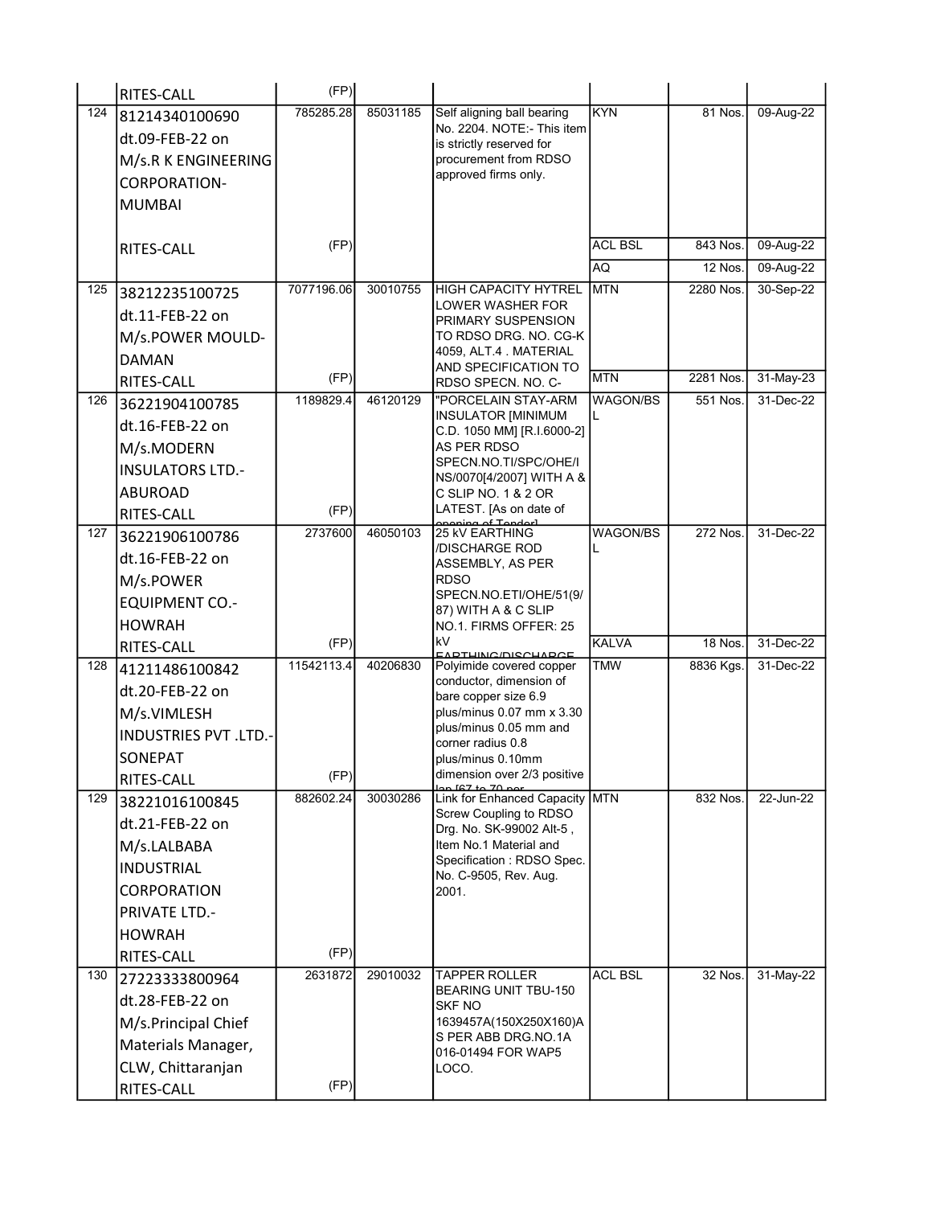| | | | | | | | |
|---|---|---|---|---|---|---|---|
| | RITES-CALL | (FP) | | | | | |
| 124 | 81214340100690 dt.09-FEB-22 on M/s.R K ENGINEERING CORPORATION-MUMBAI | 785285.28 | 85031185 | Self aligning ball bearing No. 2204. NOTE:- This item is strictly reserved for procurement from RDSO approved firms only. | KYN | 81 Nos. | 09-Aug-22 |
| | RITES-CALL | (FP) | | | ACL BSL | 843 Nos. | 09-Aug-22 |
| | | | | | AQ | 12 Nos. | 09-Aug-22 |
| 125 | 38212235100725 dt.11-FEB-22 on M/s.POWER MOULD-DAMAN | 7077196.06 | 30010755 | HIGH CAPACITY HYTREL LOWER WASHER FOR PRIMARY SUSPENSION TO RDSO DRG. NO. CG-K 4059, ALT.4 . MATERIAL AND SPECIFICATION TO RDSO SPECN. NO. C- | MTN | 2280 Nos. | 30-Sep-22 |
| | RITES-CALL | (FP) | | | MTN | 2281 Nos. | 31-May-23 |
| 126 | 36221904100785 dt.16-FEB-22 on M/s.MODERN INSULATORS LTD.-ABUROAD RITES-CALL | 1189829.4 (FP) | 46120129 | "PORCELAIN STAY-ARM INSULATOR [MINIMUM C.D. 1050 MM] [R.I.6000-2] AS PER RDSO SPECN.NO.TI/SPC/OHE/INS/0070[4/2007] WITH A & C SLIP NO. 1 & 2 OR LATEST. [As on date of opening of Tender] | WAGON/BSL | 551 Nos. | 31-Dec-22 |
| 127 | 36221906100786 dt.16-FEB-22 on M/s.POWER EQUIPMENT CO.-HOWRAH | 2737600 | 46050103 | 25 kV EARTHING /DISCHARGE ROD ASSEMBLY, AS PER RDSO SPECN.NO.ETI/OHE/51(9/87) WITH A & C SLIP NO.1. FIRMS OFFER: 25 kV EARTHING/DISCHARGE | WAGON/BSL | 272 Nos. | 31-Dec-22 |
| | RITES-CALL | (FP) | | | KALVA | 18 Nos. | 31-Dec-22 |
| 128 | 41211486100842 dt.20-FEB-22 on M/s.VIMLESH INDUSTRIES PVT .LTD.-SONEPAT RITES-CALL | 11542113.4 (FP) | 40206830 | Polyimide covered copper conductor, dimension of bare copper size 6.9 plus/minus 0.07 mm x 3.30 plus/minus 0.05 mm and corner radius 0.8 plus/minus 0.10mm dimension over 2/3 positive lap [67 to 70 per | TMW | 8836 Kgs. | 31-Dec-22 |
| 129 | 38221016100845 dt.21-FEB-22 on M/s.LALBABA INDUSTRIAL CORPORATION PRIVATE LTD.-HOWRAH RITES-CALL | 882602.24 (FP) | 30030286 | Link for Enhanced Capacity Screw Coupling to RDSO Drg. No. SK-99002 Alt-5 , Item No.1 Material and Specification : RDSO Spec. No. C-9505, Rev. Aug. 2001. | MTN | 832 Nos. | 22-Jun-22 |
| 130 | 27223333800964 dt.28-FEB-22 on M/s.Principal Chief Materials Manager, CLW, Chittaranjan RITES-CALL | 2631872 (FP) | 29010032 | TAPPER ROLLER BEARING UNIT TBU-150 SKF NO 1639457A(150X250X160)AS PER ABB DRG.NO.1A 016-01494 FOR WAP5 LOCO. | ACL BSL | 32 Nos. | 31-May-22 |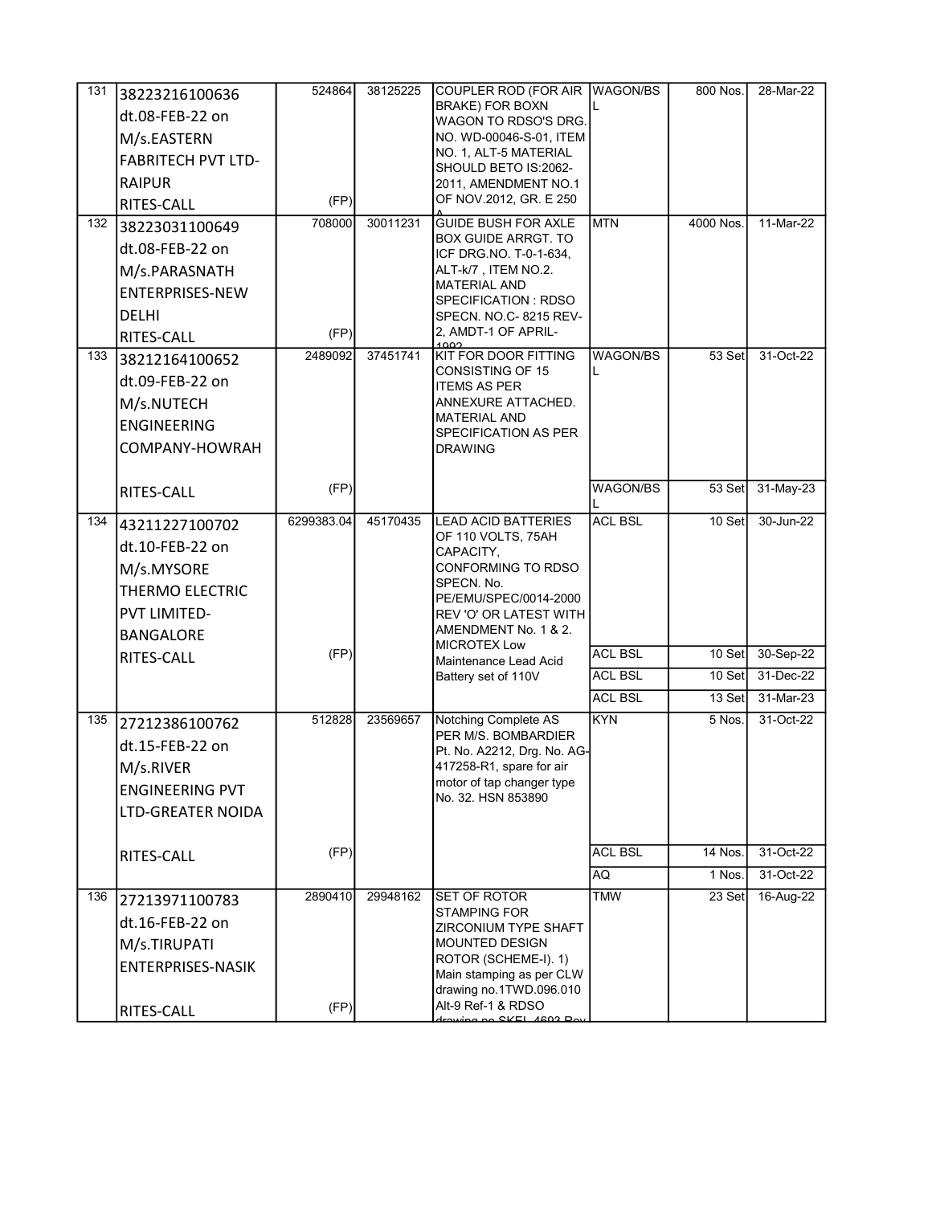| | | | | | | | |
|---|---|---|---|---|---|---|---|
| 131 | 38223216100636 dt.08-FEB-22 on M/s.EASTERN FABRITECH PVT LTD-RAIPUR RITES-CALL | 524864 (FP) | 38125225 | COUPLER ROD (FOR AIR BRAKE) FOR BOXN WAGON TO RDSO'S DRG. NO. WD-00046-S-01, ITEM NO. 1, ALT-5 MATERIAL SHOULD BETO IS:2062-2011, AMENDMENT NO.1 OF NOV.2012, GR. E 250 A | WAGON/BSL | 800 Nos. | 28-Mar-22 |
| 132 | 38223031100649 dt.08-FEB-22 on M/s.PARASNATH ENTERPRISES-NEW DELHI RITES-CALL | 708000 (FP) | 30011231 | GUIDE BUSH FOR AXLE BOX GUIDE ARRGT. TO ICF DRG.NO. T-0-1-634, ALT-k/7 , ITEM NO.2. MATERIAL AND SPECIFICATION : RDSO SPECN. NO.C- 8215 REV-2, AMDT-1 OF APRIL-1992 | MTN | 4000 Nos. | 11-Mar-22 |
| 133 | 38212164100652 dt.09-FEB-22 on M/s.NUTECH ENGINEERING COMPANY-HOWRAH RITES-CALL | 2489092 (FP) | 37451741 | KIT FOR DOOR FITTING CONSISTING OF 15 ITEMS AS PER ANNEXURE ATTACHED. MATERIAL AND SPECIFICATION AS PER DRAWING | WAGON/BSL | 53 Set | 31-Oct-22 |
| | | | | | WAGON/BSL | 53 Set | 31-May-23 |
| 134 | 43211227100702 dt.10-FEB-22 on M/s.MYSORE THERMO ELECTRIC PVT LIMITED-BANGALORE RITES-CALL | 6299383.04 (FP) | 45170435 | LEAD ACID BATTERIES OF 110 VOLTS, 75AH CAPACITY, CONFORMING TO RDSO SPECN. No. PE/EMU/SPEC/0014-2000 REV 'O' OR LATEST WITH AMENDMENT No. 1 & 2. MICROTEX Low Maintenance Lead Acid Battery set of 110V | ACL BSL | 10 Set | 30-Jun-22 |
| | | | | | ACL BSL | 10 Set | 30-Sep-22 |
| | | | | | ACL BSL | 10 Set | 31-Dec-22 |
| | | | | | ACL BSL | 13 Set | 31-Mar-23 |
| 135 | 27212386100762 dt.15-FEB-22 on M/s.RIVER ENGINEERING PVT LTD-GREATER NOIDA RITES-CALL | 512828 (FP) | 23569657 | Notching Complete AS PER M/S. BOMBARDIER Pt. No. A2212, Drg. No. AG-417258-R1, spare for air motor of tap changer type No. 32. HSN 853890 | KYN | 5 Nos. | 31-Oct-22 |
| | | | | | ACL BSL | 14 Nos. | 31-Oct-22 |
| | | | | | AQ | 1 Nos. | 31-Oct-22 |
| 136 | 27213971100783 dt.16-FEB-22 on M/s.TIRUPATI ENTERPRISES-NASIK RITES-CALL | 2890410 (FP) | 29948162 | SET OF ROTOR STAMPING FOR ZIRCONIUM TYPE SHAFT MOUNTED DESIGN ROTOR (SCHEME-I). 1) Main stamping as per CLW drawing no.1TWD.096.010 Alt-9 Ref-1 & RDSO drawing no SKEL 4693 Rev | TMW | 23 Set | 16-Aug-22 |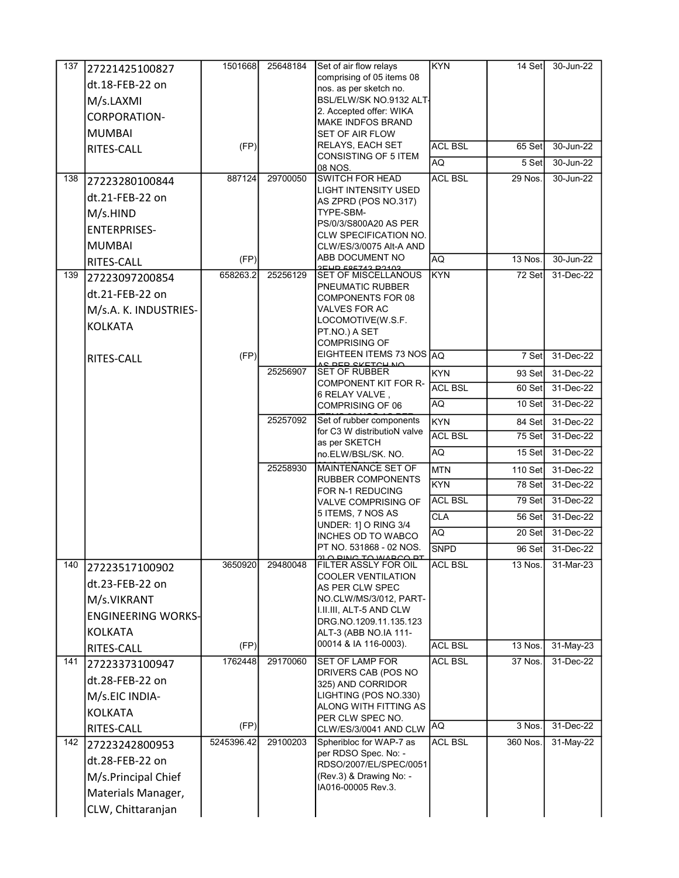| 137 | 27221425100827 dt.18-FEB-22 on M/s.LAXMI CORPORATION-MUMBAI RITES-CALL | 1501668 (FP) | 25648184 | Set of air flow relays comprising of 05 items 08 nos. as per sketch no. BSL/ELW/SK NO.9132 ALT-2. Accepted offer: WIKA MAKE INDFOS BRAND SET OF AIR FLOW RELAYS, EACH SET CONSISTING OF 5 ITEM 08 NOS. | KYN | 14 Set | 30-Jun-22 |
|---|---|---|---|---|---|---|---|
| | | | | | ACL BSL | 65 Set | 30-Jun-22 |
| | | | | | AQ | 5 Set | 30-Jun-22 |
| 138 | 27223280100844 dt.21-FEB-22 on M/s.HIND ENTERPRISES-MUMBAI RITES-CALL | 887124 (FP) | 29700050 | SWITCH FOR HEAD LIGHT INTENSITY USED AS ZPRD (POS NO.317) TYPE-SBM-PS/0/3/S800A20 AS PER CLW SPECIFICATION NO. CLW/ES/3/0075 Alt-A AND ABB DOCUMENT NO 3EHP 585743 R2102 | ACL BSL | 29 Nos. | 30-Jun-22 |
| | | | | | AQ | 13 Nos. | 30-Jun-22 |
| 139 | 27223097200854 dt.21-FEB-22 on M/s.A. K. INDUSTRIES-KOLKATA RITES-CALL | 658263.2 (FP) | 25256129 | SET OF MISCELLANOUS PNEUMATIC RUBBER COMPONENTS FOR 08 VALVES FOR AC LOCOMOTIVE(W.S.F. PT.NO.) A SET COMPRISING OF EIGHTEEN ITEMS 73 NOS AS PER SKETCH NO. | KYN | 72 Set | 31-Dec-22 |
| | | | | | AQ | 7 Set | 31-Dec-22 |
| | | | 25256907 | SET OF RUBBER COMPONENT KIT FOR R-6 RELAY VALVE , COMPRISING OF 06 ITEMS 09 NOS AS PER | KYN | 93 Set | 31-Dec-22 |
| | | | | | ACL BSL | 60 Set | 31-Dec-22 |
| | | | | | AQ | 10 Set | 31-Dec-22 |
| | | | 25257092 | Set of rubber components for C3 W distributioN valve as per SKETCH no.ELW/BSL/SK. NO. | KYN | 84 Set | 31-Dec-22 |
| | | | | | ACL BSL | 75 Set | 31-Dec-22 |
| | | | | | AQ | 15 Set | 31-Dec-22 |
| | | | 25258930 | MAINTENANCE SET OF RUBBER COMPONENTS FOR N-1 REDUCING VALVE COMPRISING OF 5 ITEMS, 7 NOS AS UNDER: 1] O RING 3/4 INCHES OD TO WABCO PT NO. 531868 - 02 NOS. 2] O RING TO WABCO PT | MTN | 110 Set | 31-Dec-22 |
| | | | | | KYN | 78 Set | 31-Dec-22 |
| | | | | | ACL BSL | 79 Set | 31-Dec-22 |
| | | | | | CLA | 56 Set | 31-Dec-22 |
| | | | | | AQ | 20 Set | 31-Dec-22 |
| | | | | | SNPD | 96 Set | 31-Dec-22 |
| 140 | 27223517100902 dt.23-FEB-22 on M/s.VIKRANT ENGINEERING WORKS-KOLKATA RITES-CALL | 3650920 (FP) | 29480048 | FILTER ASSLY FOR OIL COOLER VENTILATION AS PER CLW SPEC NO.CLW/MS/3/012, PART-I.II.III, ALT-5 AND CLW DRG.NO.1209.11.135.123 ALT-3 (ABB NO.IA 111-00014 & IA 116-0003). | ACL BSL | 13 Nos. | 31-Mar-23 |
| | | | | | ACL BSL | 13 Nos. | 31-May-23 |
| 141 | 27223373100947 dt.28-FEB-22 on M/s.EIC INDIA-KOLKATA RITES-CALL | 1762448 (FP) | 29170060 | SET OF LAMP FOR DRIVERS CAB (POS NO 325) AND CORRIDOR LIGHTING (POS NO.330) ALONG WITH FITTING AS PER CLW SPEC NO. CLW/ES/3/0041 AND CLW | ACL BSL | 37 Nos. | 31-Dec-22 |
| | | | | | AQ | 3 Nos. | 31-Dec-22 |
| 142 | 27223242800953 dt.28-FEB-22 on M/s.Principal Chief Materials Manager, CLW, Chittaranjan | 5245396.42 | 29100203 | Spheribloc for WAP-7 as per RDSO Spec. No: - RDSO/2007/EL/SPEC/0051 (Rev.3) & Drawing No: - IA016-00005 Rev.3. | ACL BSL | 360 Nos. | 31-May-22 |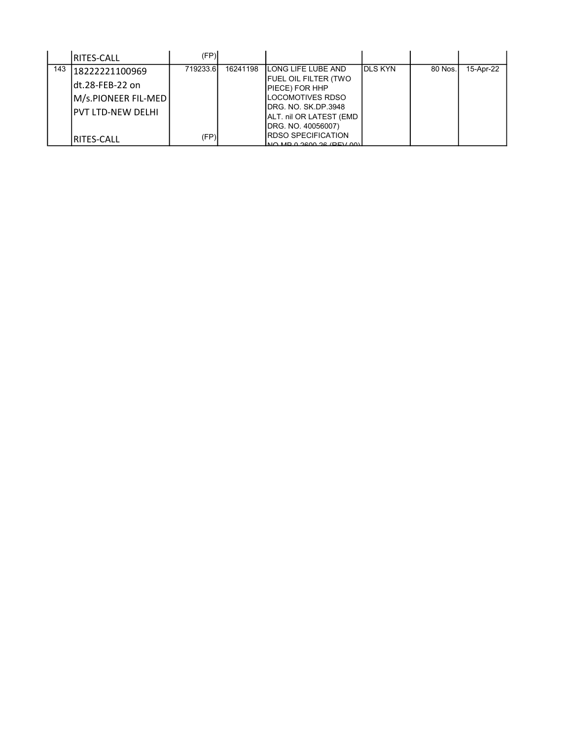| | | | | | | | |
|---|---|---|---|---|---|---|---|
| | RITES-CALL | (FP) | | | | | |
| 143 | 18222221100969 dt.28-FEB-22 on M/s.PIONEER FIL-MED PVT LTD-NEW DELHI RITES-CALL | 719233.6 (FP) | 16241198 | LONG LIFE LUBE AND FUEL OIL FILTER (TWO PIECE) FOR HHP LOCOMOTIVES RDSO DRG. NO. SK.DP.3948 ALT. nil OR LATEST (EMD DRG. NO. 40056007) RDSO SPECIFICATION NO MP 0 2600 26 (REV 00) | DLS KYN | 80 Nos. | 15-Apr-22 |